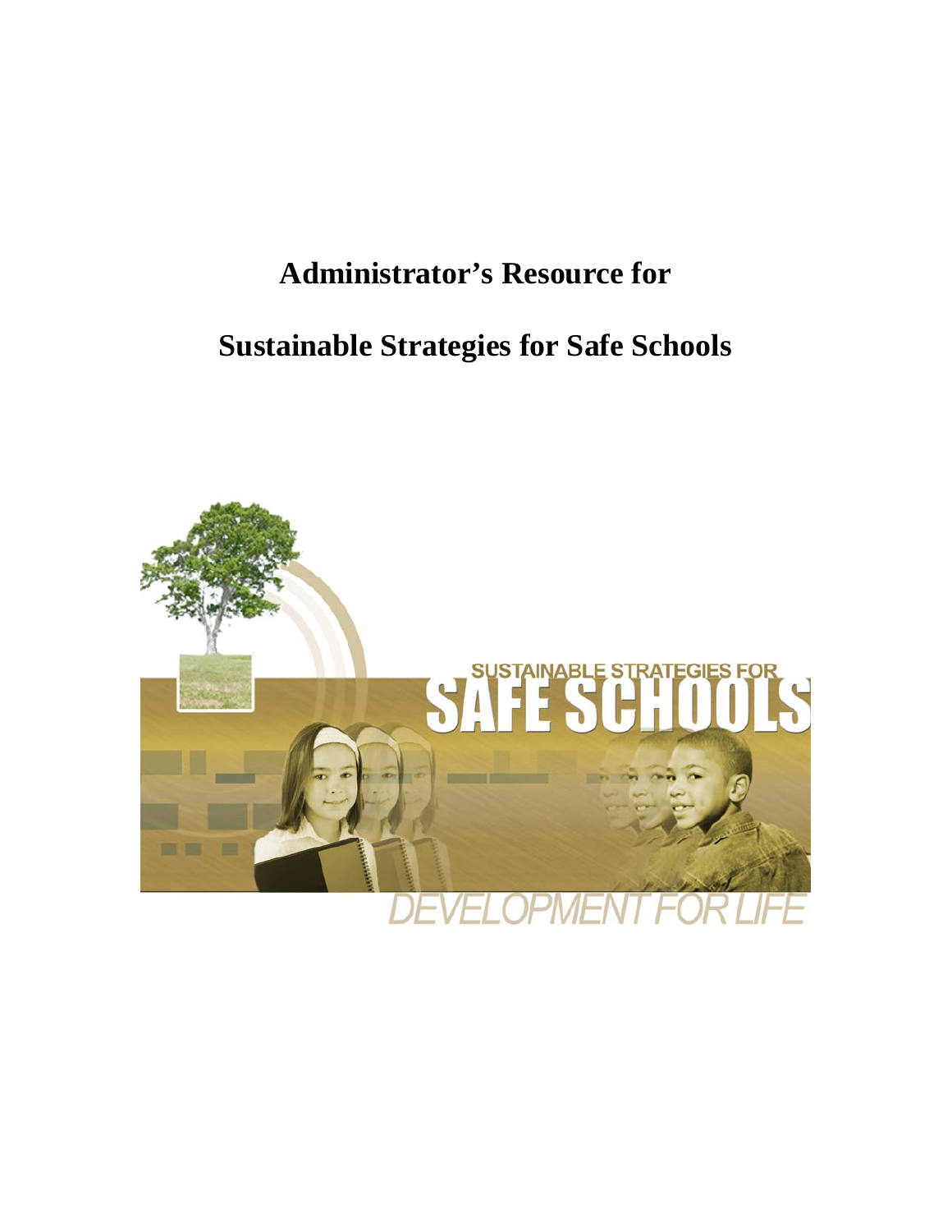# Administrator's Resource for

# Sustainable Strategies for Safe Schools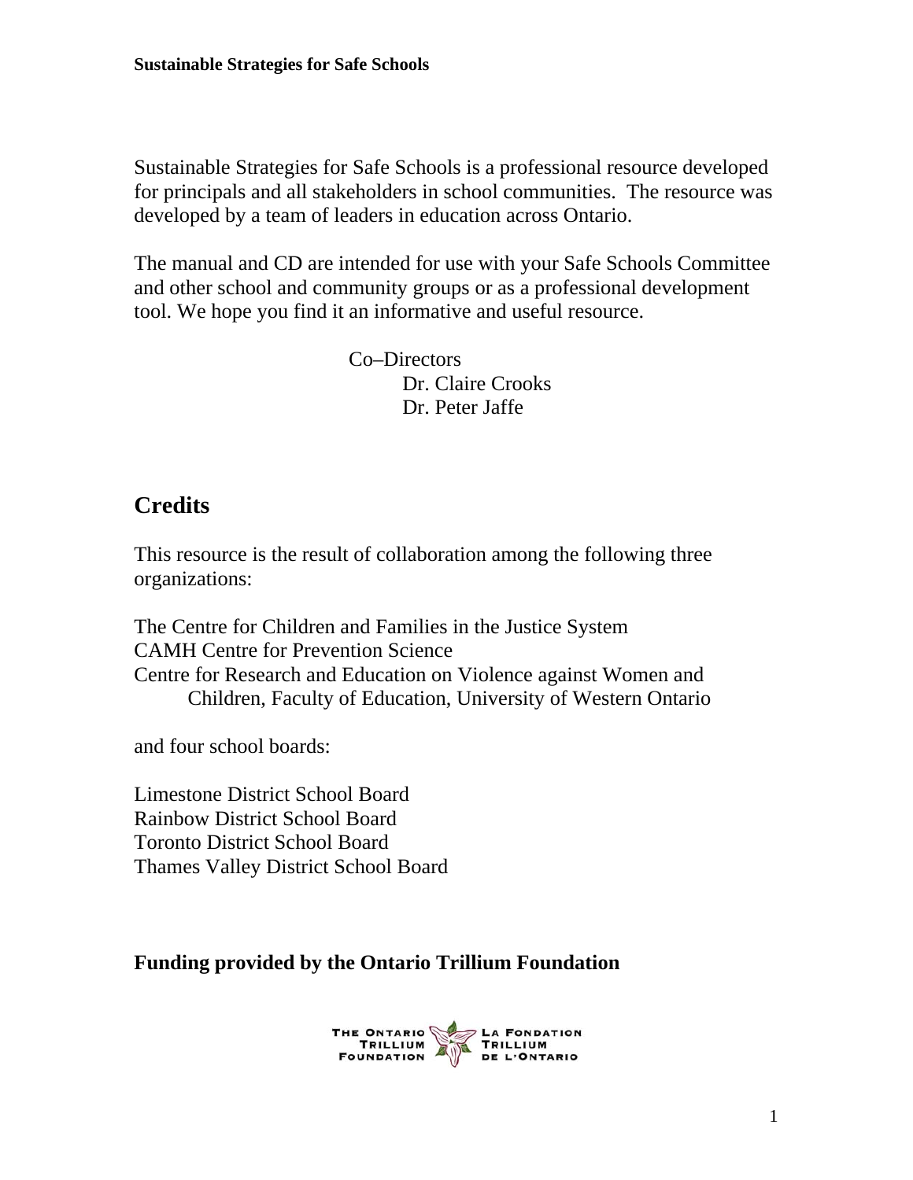Sustainable Strategies for Safe Schools is a professional resource developed for principals and all stakeholders in school communities. The resource was developed by a team of leaders in education across Ontario.

The manual and CD are intended for use with your Safe Schools Committee and other school and community groups or as a professional development tool. We hope you find it an informative and useful resource.

Co–Directors
Dr. Claire Crooks
Dr. Peter Jaffe

## Credits

This resource is the result of collaboration among the following three organizations:

The Centre for Children and Families in the Justice System
CAMH Centre for Prevention Science
Centre for Research and Education on Violence against Women and Children, Faculty of Education, University of Western Ontario

and four school boards:

Limestone District School Board
Rainbow District School Board
Toronto District School Board
Thames Valley District School Board

**Funding provided by the Ontario Trillium Foundation**

THE ONTARIO TRILLIUM FOUNDATION — LA FONDATION TRILLIUM DE L'ONTARIO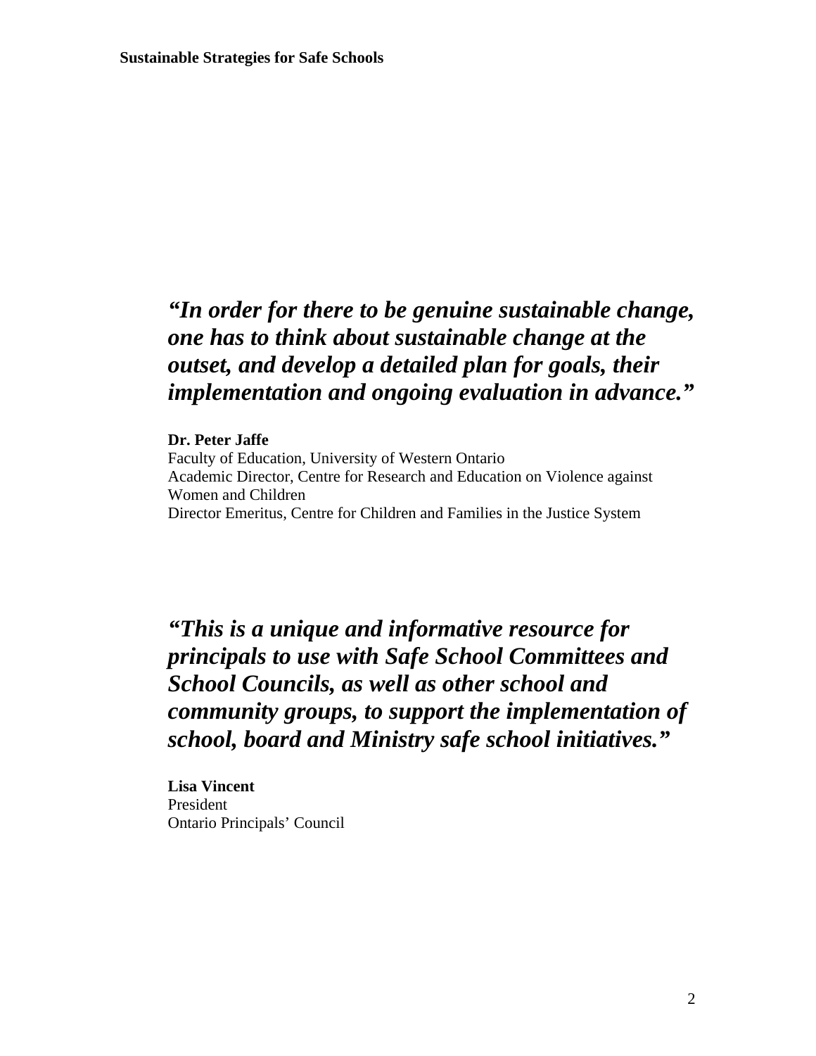***"In order for there to be genuine sustainable change, one has to think about sustainable change at the outset, and develop a detailed plan for goals, their implementation and ongoing evaluation in advance."***

**Dr. Peter Jaffe**
Faculty of Education, University of Western Ontario
Academic Director, Centre for Research and Education on Violence against Women and Children
Director Emeritus, Centre for Children and Families in the Justice System

***"This is a unique and informative resource for principals to use with Safe School Committees and School Councils, as well as other school and community groups, to support the implementation of school, board and Ministry safe school initiatives."***

**Lisa Vincent**
President
Ontario Principals' Council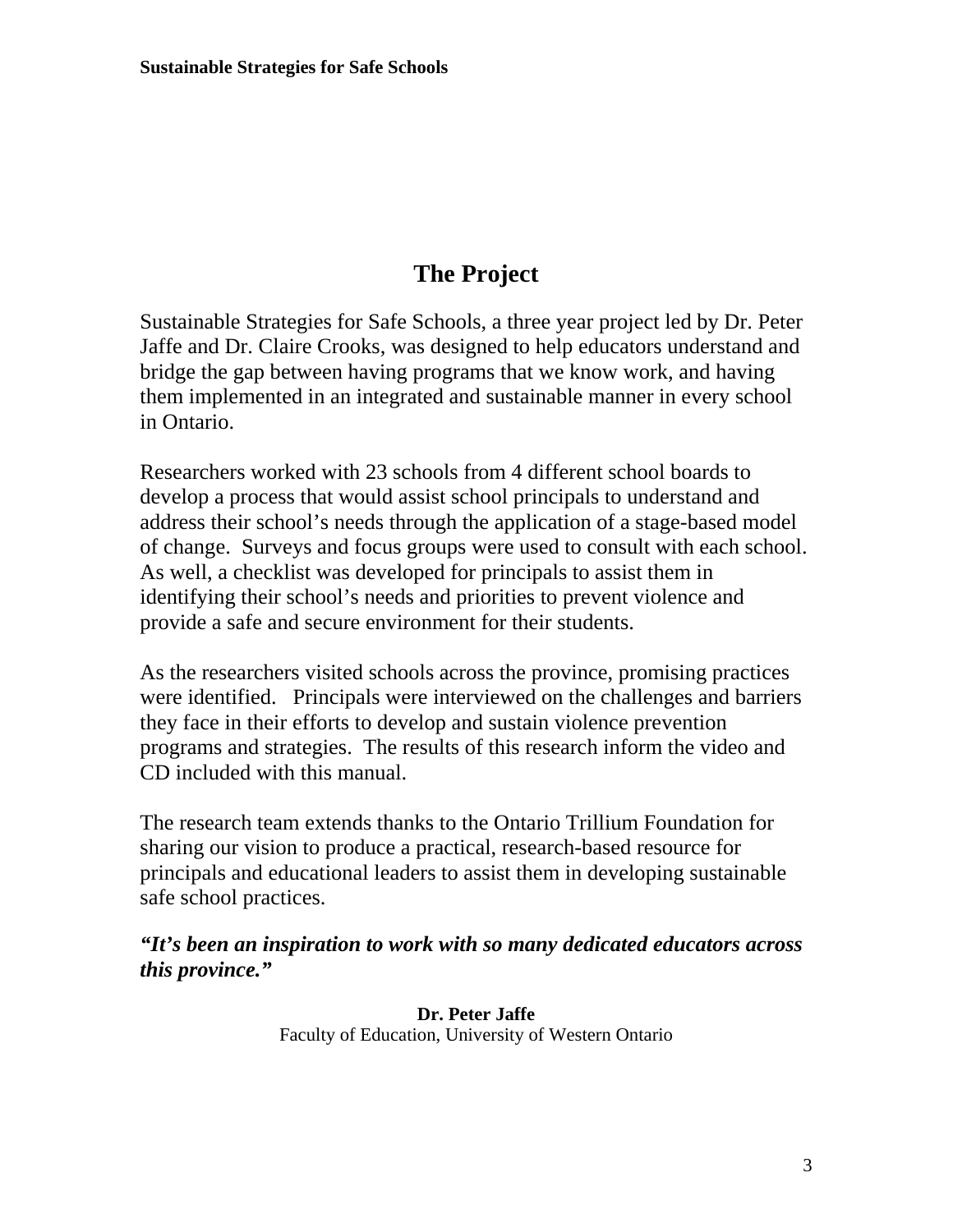# The Project

Sustainable Strategies for Safe Schools, a three year project led by Dr. Peter Jaffe and Dr. Claire Crooks, was designed to help educators understand and bridge the gap between having programs that we know work, and having them implemented in an integrated and sustainable manner in every school in Ontario.

Researchers worked with 23 schools from 4 different school boards to develop a process that would assist school principals to understand and address their school's needs through the application of a stage-based model of change. Surveys and focus groups were used to consult with each school. As well, a checklist was developed for principals to assist them in identifying their school's needs and priorities to prevent violence and provide a safe and secure environment for their students.

As the researchers visited schools across the province, promising practices were identified. Principals were interviewed on the challenges and barriers they face in their efforts to develop and sustain violence prevention programs and strategies. The results of this research inform the video and CD included with this manual.

The research team extends thanks to the Ontario Trillium Foundation for sharing our vision to produce a practical, research-based resource for principals and educational leaders to assist them in developing sustainable safe school practices.

***"It's been an inspiration to work with so many dedicated educators across this province."***

**Dr. Peter Jaffe**
Faculty of Education, University of Western Ontario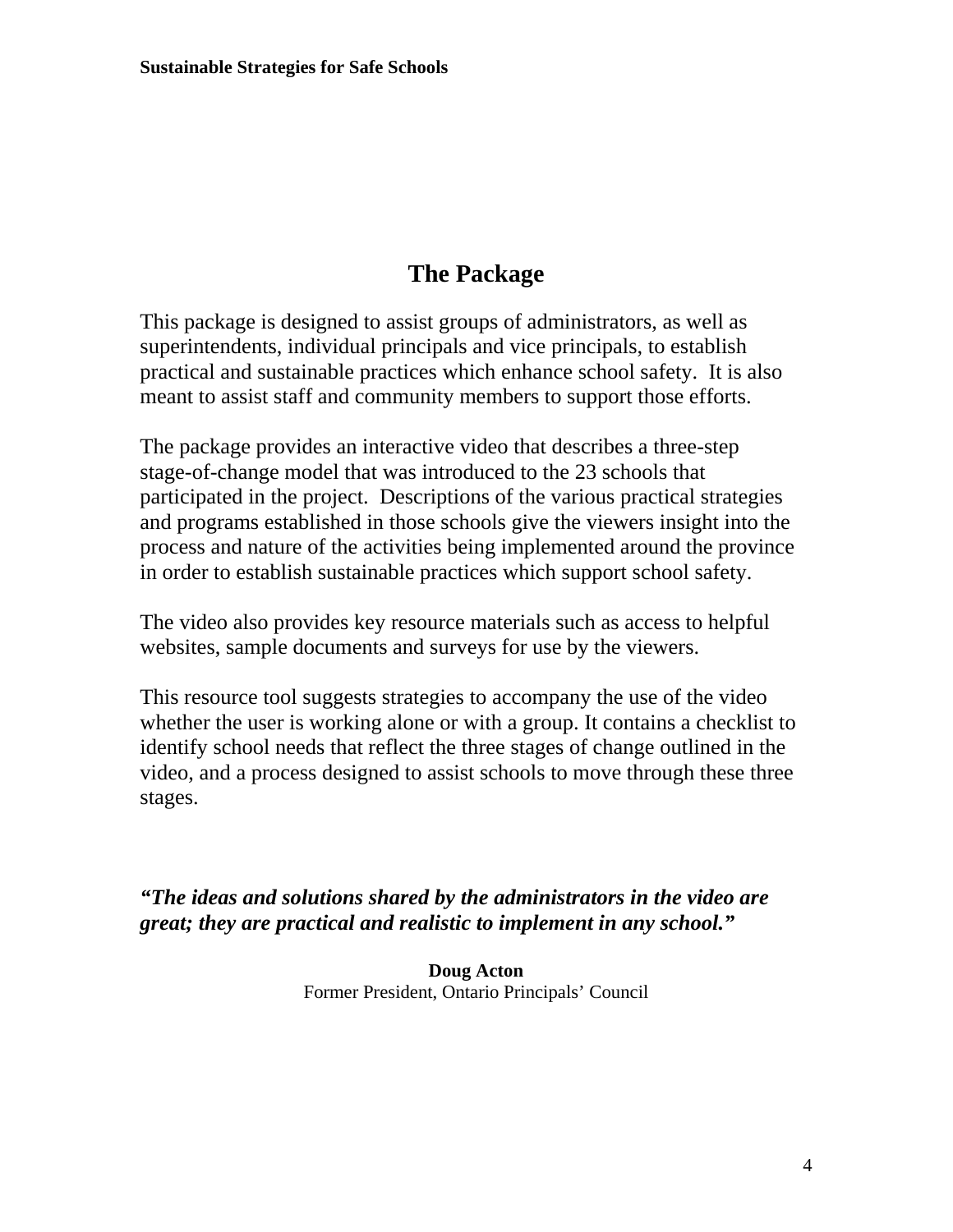# The Package

This package is designed to assist groups of administrators, as well as superintendents, individual principals and vice principals, to establish practical and sustainable practices which enhance school safety. It is also meant to assist staff and community members to support those efforts.

The package provides an interactive video that describes a three-step stage-of-change model that was introduced to the 23 schools that participated in the project. Descriptions of the various practical strategies and programs established in those schools give the viewers insight into the process and nature of the activities being implemented around the province in order to establish sustainable practices which support school safety.

The video also provides key resource materials such as access to helpful websites, sample documents and surveys for use by the viewers.

This resource tool suggests strategies to accompany the use of the video whether the user is working alone or with a group. It contains a checklist to identify school needs that reflect the three stages of change outlined in the video, and a process designed to assist schools to move through these three stages.

***"The ideas and solutions shared by the administrators in the video are great; they are practical and realistic to implement in any school."***

**Doug Acton**
Former President, Ontario Principals' Council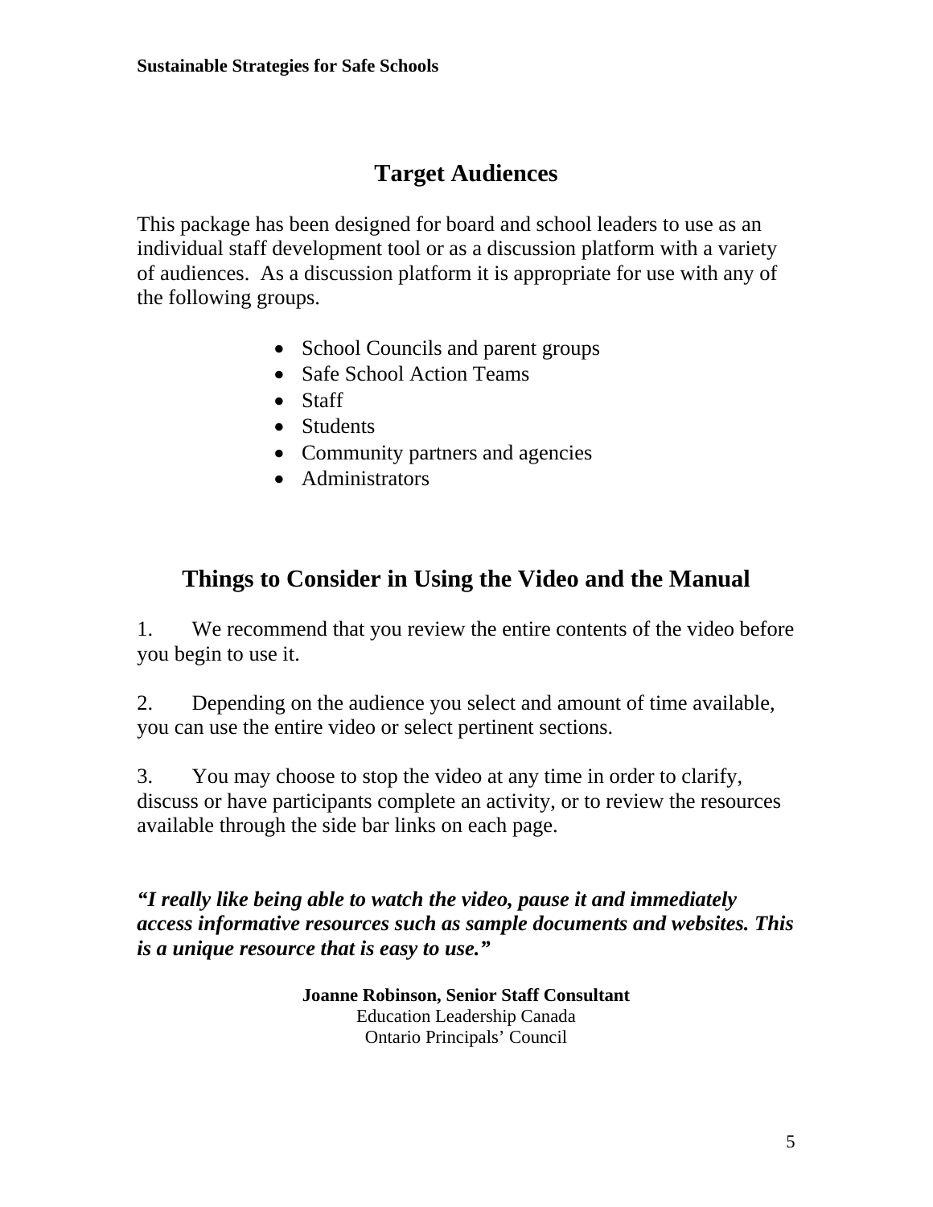## Target Audiences

This package has been designed for board and school leaders to use as an individual staff development tool or as a discussion platform with a variety of audiences. As a discussion platform it is appropriate for use with any of the following groups.

- School Councils and parent groups
- Safe School Action Teams
- Staff
- Students
- Community partners and agencies
- Administrators

## Things to Consider in Using the Video and the Manual

1. We recommend that you review the entire contents of the video before you begin to use it.

2. Depending on the audience you select and amount of time available, you can use the entire video or select pertinent sections.

3. You may choose to stop the video at any time in order to clarify, discuss or have participants complete an activity, or to review the resources available through the side bar links on each page.

***"I really like being able to watch the video, pause it and immediately access informative resources such as sample documents and websites. This is a unique resource that is easy to use."***

**Joanne Robinson, Senior Staff Consultant**
Education Leadership Canada
Ontario Principals' Council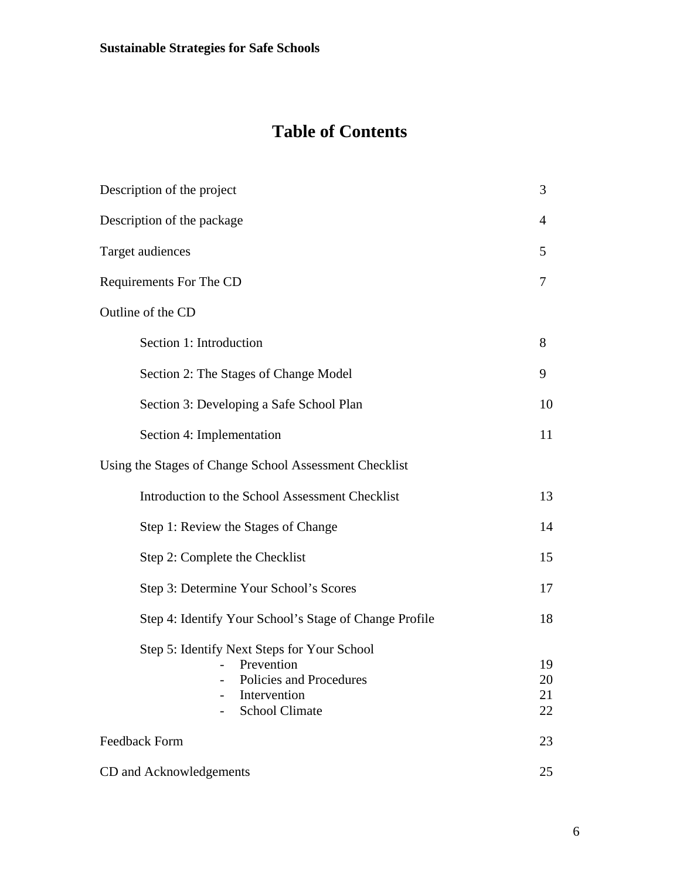# Table of Contents

| | |
|---|---|
| Description of the project | 3 |
| Description of the package | 4 |
| Target audiences | 5 |
| Requirements For The CD | 7 |
| Outline of the CD | |
| Section 1: Introduction | 8 |
| Section 2: The Stages of Change Model | 9 |
| Section 3: Developing a Safe School Plan | 10 |
| Section 4: Implementation | 11 |
| Using the Stages of Change School Assessment Checklist | |
| Introduction to the School Assessment Checklist | 13 |
| Step 1: Review the Stages of Change | 14 |
| Step 2: Complete the Checklist | 15 |
| Step 3: Determine Your School's Scores | 17 |
| Step 4: Identify Your School's Stage of Change Profile | 18 |
| Step 5: Identify Next Steps for Your School | |
| - Prevention | 19 |
| - Policies and Procedures | 20 |
| - Intervention | 21 |
| - School Climate | 22 |
| Feedback Form | 23 |
| CD and Acknowledgements | 25 |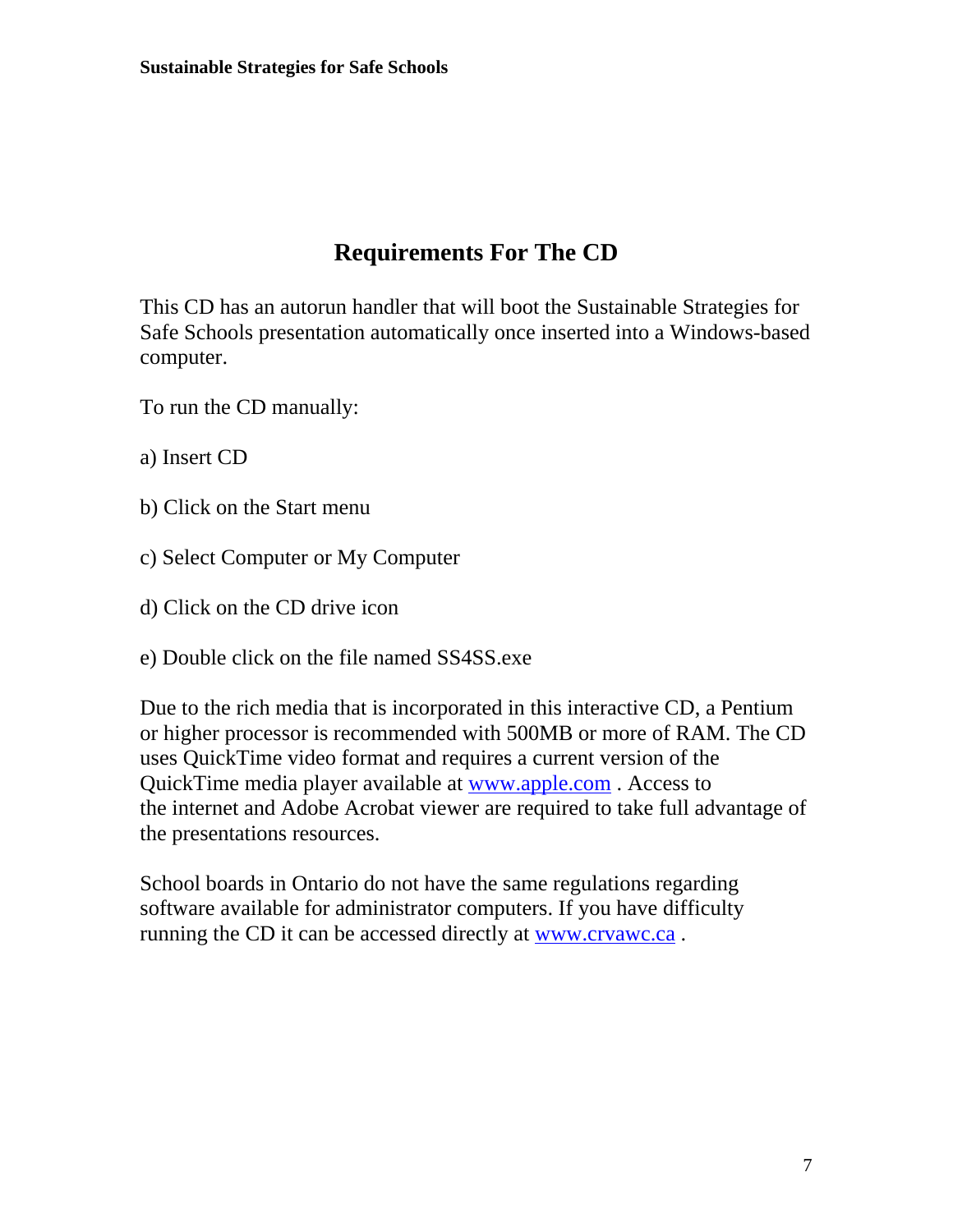# Requirements For The CD

This CD has an autorun handler that will boot the Sustainable Strategies for Safe Schools presentation automatically once inserted into a Windows-based computer.

To run the CD manually:

a) Insert CD

b) Click on the Start menu

c) Select Computer or My Computer

d) Click on the CD drive icon

e) Double click on the file named SS4SS.exe

Due to the rich media that is incorporated in this interactive CD, a Pentium or higher processor is recommended with 500MB or more of RAM. The CD uses QuickTime video format and requires a current version of the QuickTime media player available at [www.apple.com](http://www.apple.com) . Access to the internet and Adobe Acrobat viewer are required to take full advantage of the presentations resources.

School boards in Ontario do not have the same regulations regarding software available for administrator computers. If you have difficulty running the CD it can be accessed directly at [www.crvawc.ca](http://www.crvawc.ca) .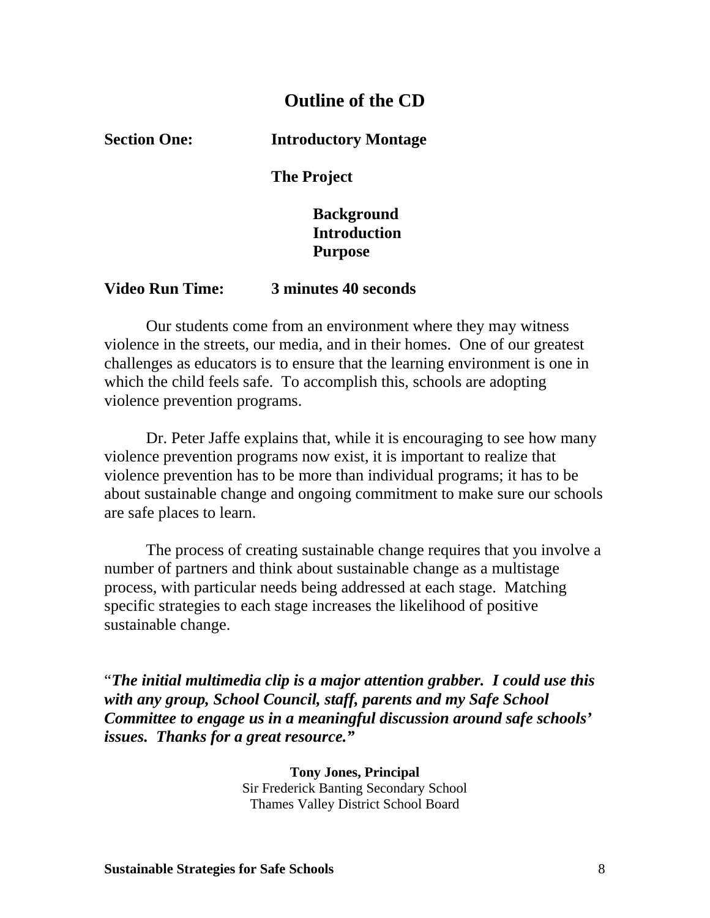## Outline of the CD

**Section One:** **Introductory Montage**

**The Project**

**Background**
**Introduction**
**Purpose**

**Video Run Time:** **3 minutes 40 seconds**

Our students come from an environment where they may witness violence in the streets, our media, and in their homes. One of our greatest challenges as educators is to ensure that the learning environment is one in which the child feels safe. To accomplish this, schools are adopting violence prevention programs.

Dr. Peter Jaffe explains that, while it is encouraging to see how many violence prevention programs now exist, it is important to realize that violence prevention has to be more than individual programs; it has to be about sustainable change and ongoing commitment to make sure our schools are safe places to learn.

The process of creating sustainable change requires that you involve a number of partners and think about sustainable change as a multistage process, with particular needs being addressed at each stage. Matching specific strategies to each stage increases the likelihood of positive sustainable change.

"***The initial multimedia clip is a major attention grabber. I could use this with any group, School Council, staff, parents and my Safe School Committee to engage us in a meaningful discussion around safe schools' issues. Thanks for a great resource."***

**Tony Jones, Principal**
Sir Frederick Banting Secondary School
Thames Valley District School Board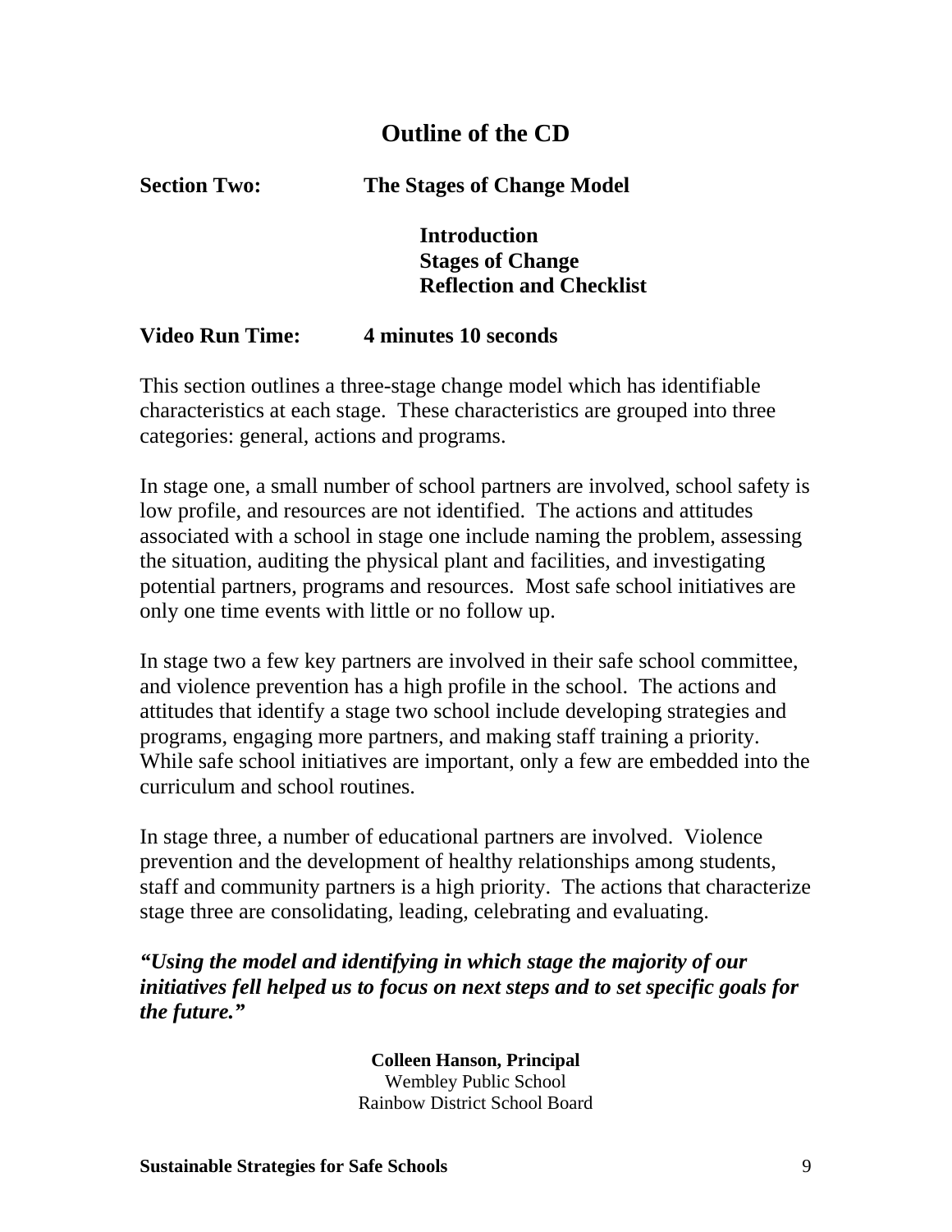## Outline of the CD

**Section Two:** **The Stages of Change Model**

**Introduction**
**Stages of Change**
**Reflection and Checklist**

**Video Run Time:** **4 minutes 10 seconds**

This section outlines a three-stage change model which has identifiable characteristics at each stage. These characteristics are grouped into three categories: general, actions and programs.

In stage one, a small number of school partners are involved, school safety is low profile, and resources are not identified. The actions and attitudes associated with a school in stage one include naming the problem, assessing the situation, auditing the physical plant and facilities, and investigating potential partners, programs and resources. Most safe school initiatives are only one time events with little or no follow up.

In stage two a few key partners are involved in their safe school committee, and violence prevention has a high profile in the school. The actions and attitudes that identify a stage two school include developing strategies and programs, engaging more partners, and making staff training a priority. While safe school initiatives are important, only a few are embedded into the curriculum and school routines.

In stage three, a number of educational partners are involved. Violence prevention and the development of healthy relationships among students, staff and community partners is a high priority. The actions that characterize stage three are consolidating, leading, celebrating and evaluating.

***"Using the model and identifying in which stage the majority of our initiatives fell helped us to focus on next steps and to set specific goals for the future."***

**Colleen Hanson, Principal**
Wembley Public School
Rainbow District School Board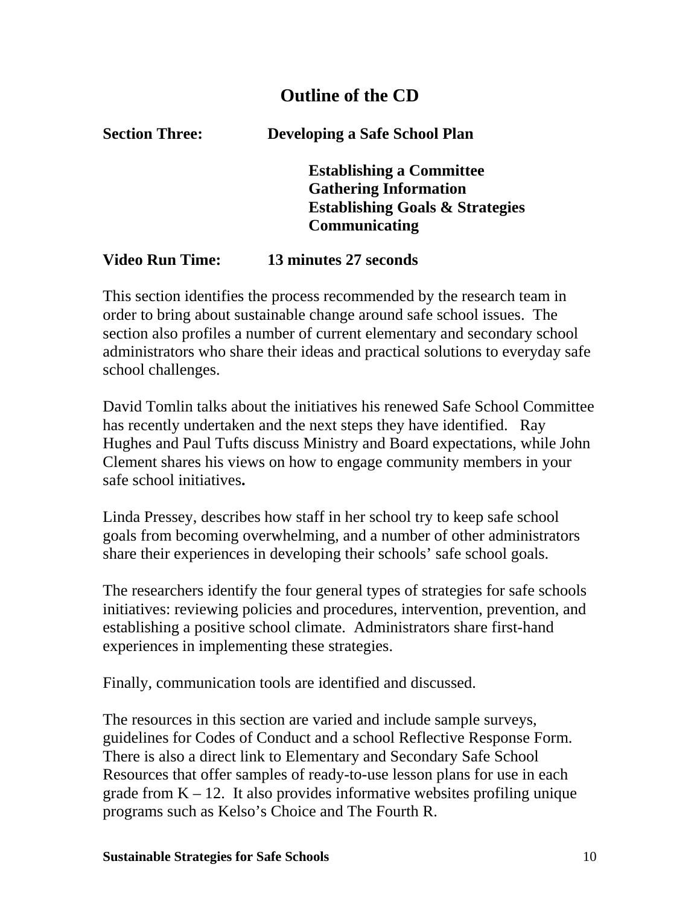# Outline of the CD

**Section Three:** **Developing a Safe School Plan**

**Establishing a Committee**
**Gathering Information**
**Establishing Goals & Strategies**
**Communicating**

**Video Run Time:** **13 minutes 27 seconds**

This section identifies the process recommended by the research team in order to bring about sustainable change around safe school issues. The section also profiles a number of current elementary and secondary school administrators who share their ideas and practical solutions to everyday safe school challenges.

David Tomlin talks about the initiatives his renewed Safe School Committee has recently undertaken and the next steps they have identified. Ray Hughes and Paul Tufts discuss Ministry and Board expectations, while John Clement shares his views on how to engage community members in your safe school initiatives**.**

Linda Pressey, describes how staff in her school try to keep safe school goals from becoming overwhelming, and a number of other administrators share their experiences in developing their schools' safe school goals.

The researchers identify the four general types of strategies for safe schools initiatives: reviewing policies and procedures, intervention, prevention, and establishing a positive school climate. Administrators share first-hand experiences in implementing these strategies.

Finally, communication tools are identified and discussed.

The resources in this section are varied and include sample surveys, guidelines for Codes of Conduct and a school Reflective Response Form. There is also a direct link to Elementary and Secondary Safe School Resources that offer samples of ready-to-use lesson plans for use in each grade from K – 12. It also provides informative websites profiling unique programs such as Kelso's Choice and The Fourth R.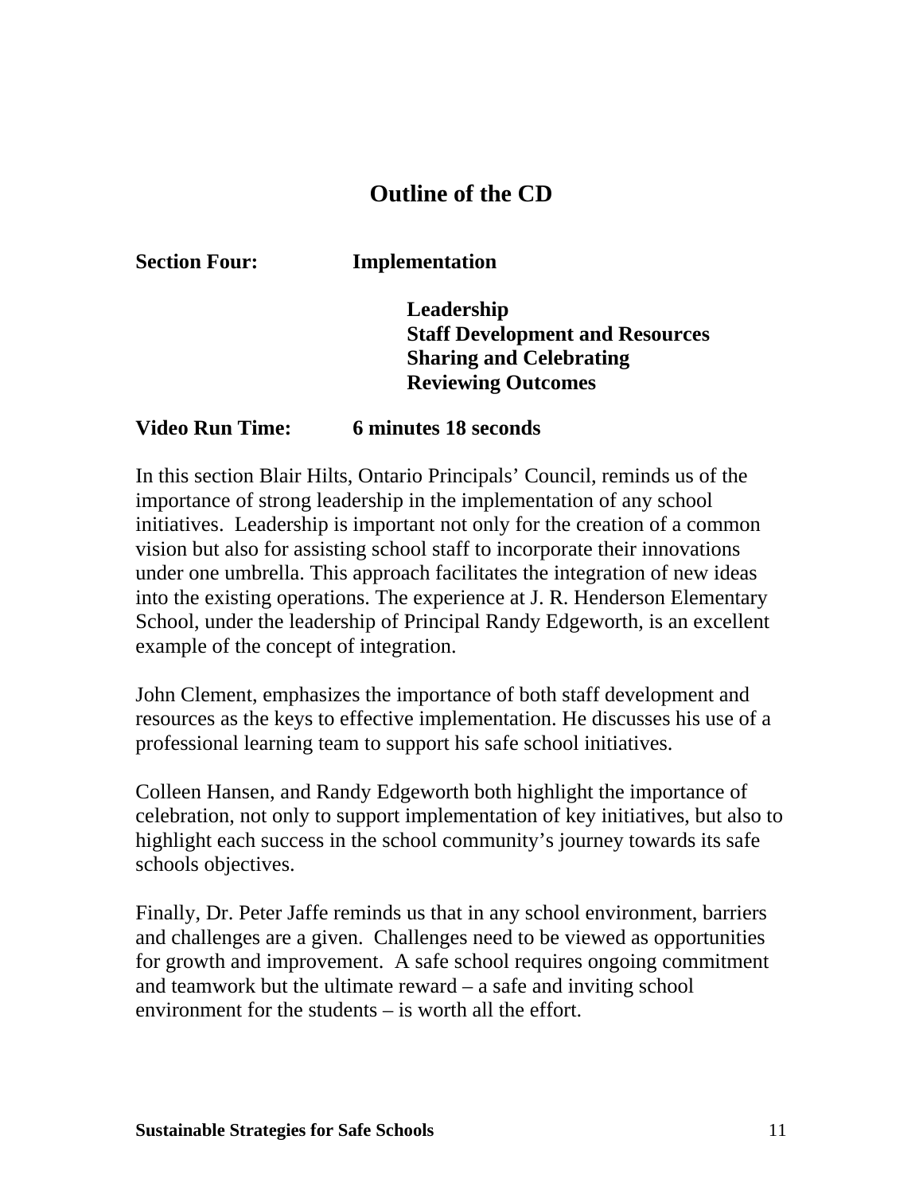# Outline of the CD

**Section Four:** **Implementation**

**Leadership**
**Staff Development and Resources**
**Sharing and Celebrating**
**Reviewing Outcomes**

**Video Run Time:** **6 minutes 18 seconds**

In this section Blair Hilts, Ontario Principals' Council, reminds us of the importance of strong leadership in the implementation of any school initiatives. Leadership is important not only for the creation of a common vision but also for assisting school staff to incorporate their innovations under one umbrella. This approach facilitates the integration of new ideas into the existing operations. The experience at J. R. Henderson Elementary School, under the leadership of Principal Randy Edgeworth, is an excellent example of the concept of integration.

John Clement, emphasizes the importance of both staff development and resources as the keys to effective implementation. He discusses his use of a professional learning team to support his safe school initiatives.

Colleen Hansen, and Randy Edgeworth both highlight the importance of celebration, not only to support implementation of key initiatives, but also to highlight each success in the school community's journey towards its safe schools objectives.

Finally, Dr. Peter Jaffe reminds us that in any school environment, barriers and challenges are a given. Challenges need to be viewed as opportunities for growth and improvement. A safe school requires ongoing commitment and teamwork but the ultimate reward – a safe and inviting school environment for the students – is worth all the effort.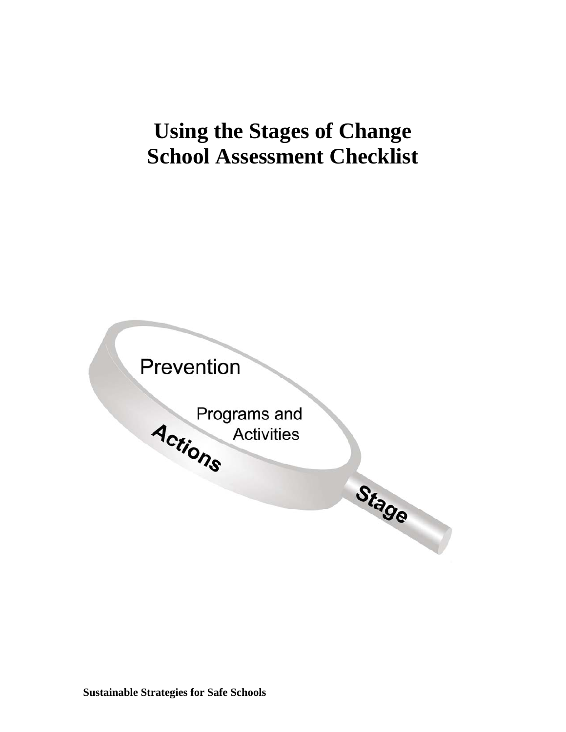# Using the Stages of Change School Assessment Checklist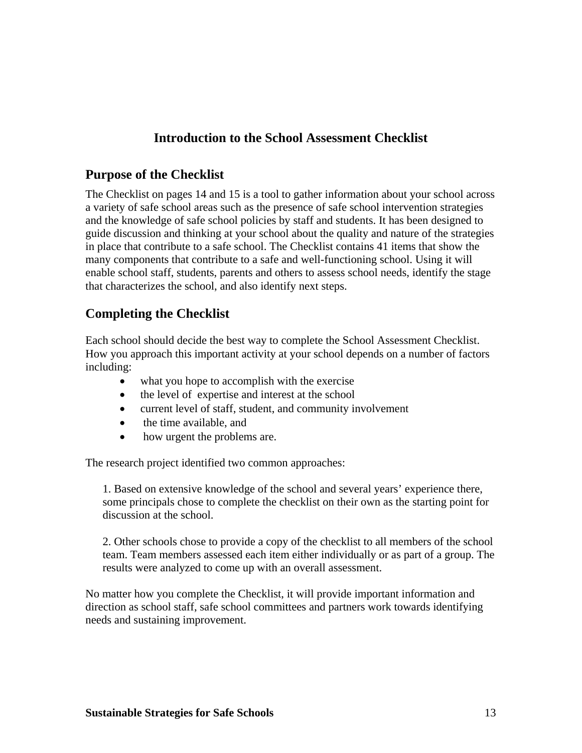# Introduction to the School Assessment Checklist

## Purpose of the Checklist

The Checklist on pages 14 and 15 is a tool to gather information about your school across a variety of safe school areas such as the presence of safe school intervention strategies and the knowledge of safe school policies by staff and students. It has been designed to guide discussion and thinking at your school about the quality and nature of the strategies in place that contribute to a safe school. The Checklist contains 41 items that show the many components that contribute to a safe and well-functioning school. Using it will enable school staff, students, parents and others to assess school needs, identify the stage that characterizes the school, and also identify next steps.

## Completing the Checklist

Each school should decide the best way to complete the School Assessment Checklist. How you approach this important activity at your school depends on a number of factors including:

- what you hope to accomplish with the exercise
- the level of expertise and interest at the school
- current level of staff, student, and community involvement
- the time available, and
- how urgent the problems are.

The research project identified two common approaches:

1. Based on extensive knowledge of the school and several years' experience there, some principals chose to complete the checklist on their own as the starting point for discussion at the school.

2. Other schools chose to provide a copy of the checklist to all members of the school team. Team members assessed each item either individually or as part of a group. The results were analyzed to come up with an overall assessment.

No matter how you complete the Checklist, it will provide important information and direction as school staff, safe school committees and partners work towards identifying needs and sustaining improvement.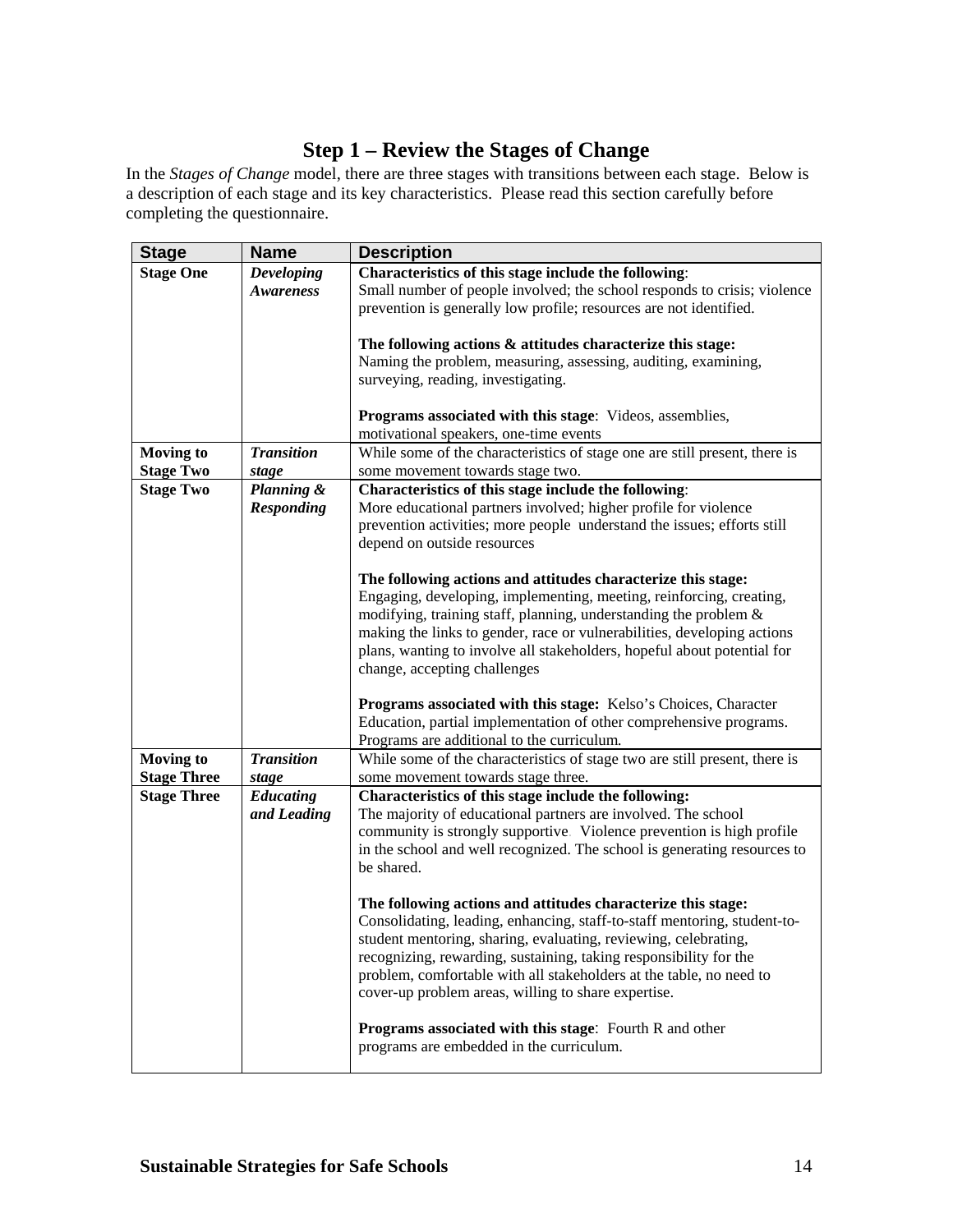## Step 1 – Review the Stages of Change

In the *Stages of Change* model, there are three stages with transitions between each stage. Below is a description of each stage and its key characteristics. Please read this section carefully before completing the questionnaire.

| Stage | Name | Description |
|---|---|---|
| **Stage One** | ***Developing Awareness*** | **Characteristics of this stage include the following**: Small number of people involved; the school responds to crisis; violence prevention is generally low profile; resources are not identified.<br><br>**The following actions & attitudes characterize this stage:** Naming the problem, measuring, assessing, auditing, examining, surveying, reading, investigating.<br><br>**Programs associated with this stage**: Videos, assemblies, motivational speakers, one-time events |
| **Moving to Stage Two** | ***Transition stage*** | While some of the characteristics of stage one are still present, there is some movement towards stage two. |
| **Stage Two** | ***Planning & Responding*** | **Characteristics of this stage include the following**: More educational partners involved; higher profile for violence prevention activities; more people understand the issues; efforts still depend on outside resources<br><br>**The following actions and attitudes characterize this stage:** Engaging, developing, implementing, meeting, reinforcing, creating, modifying, training staff, planning, understanding the problem & making the links to gender, race or vulnerabilities, developing actions plans, wanting to involve all stakeholders, hopeful about potential for change, accepting challenges<br><br>**Programs associated with this stage:** Kelso's Choices, Character Education, partial implementation of other comprehensive programs. Programs are additional to the curriculum. |
| **Moving to Stage Three** | ***Transition stage*** | While some of the characteristics of stage two are still present, there is some movement towards stage three. |
| **Stage Three** | ***Educating and Leading*** | **Characteristics of this stage include the following:** The majority of educational partners are involved. The school community is strongly supportive. Violence prevention is high profile in the school and well recognized. The school is generating resources to be shared.<br><br>**The following actions and attitudes characterize this stage:** Consolidating, leading, enhancing, staff-to-staff mentoring, student-to-student mentoring, sharing, evaluating, reviewing, celebrating, recognizing, rewarding, sustaining, taking responsibility for the problem, comfortable with all stakeholders at the table, no need to cover-up problem areas, willing to share expertise.<br><br>**Programs associated with this stage**: Fourth R and other programs are embedded in the curriculum. |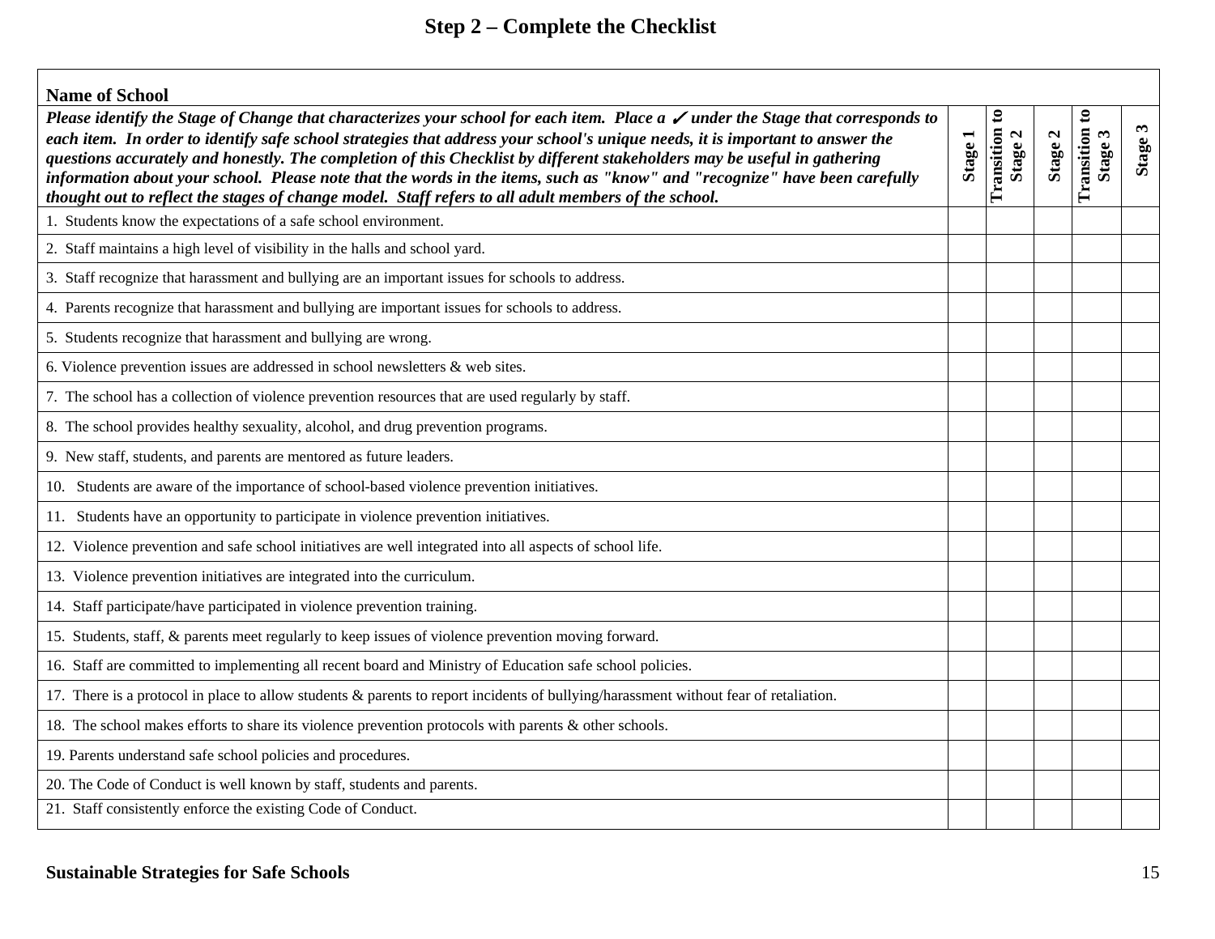# Step 2 – Complete the Checklist

| **Name of School** | | | | | |
|---|---|---|---|---|---|
| ***Please identify the Stage of Change that characterizes your school for each item. Place a ✓ under the Stage that corresponds to each item. In order to identify safe school strategies that address your school's unique needs, it is important to answer the questions accurately and honestly. The completion of this Checklist by different stakeholders may be useful in gathering information about your school. Please note that the words in the items, such as "know" and "recognize" have been carefully thought out to reflect the stages of change model. Staff refers to all adult members of the school.*** | **Stage 1** | **Transition to Stage 2** | **Stage 2** | **Transition to Stage 3** | **Stage 3** |
| 1. Students know the expectations of a safe school environment. | | | | | |
| 2. Staff maintains a high level of visibility in the halls and school yard. | | | | | |
| 3. Staff recognize that harassment and bullying are an important issues for schools to address. | | | | | |
| 4. Parents recognize that harassment and bullying are important issues for schools to address. | | | | | |
| 5. Students recognize that harassment and bullying are wrong. | | | | | |
| 6. Violence prevention issues are addressed in school newsletters & web sites. | | | | | |
| 7. The school has a collection of violence prevention resources that are used regularly by staff. | | | | | |
| 8. The school provides healthy sexuality, alcohol, and drug prevention programs. | | | | | |
| 9. New staff, students, and parents are mentored as future leaders. | | | | | |
| 10. Students are aware of the importance of school-based violence prevention initiatives. | | | | | |
| 11. Students have an opportunity to participate in violence prevention initiatives. | | | | | |
| 12. Violence prevention and safe school initiatives are well integrated into all aspects of school life. | | | | | |
| 13. Violence prevention initiatives are integrated into the curriculum. | | | | | |
| 14. Staff participate/have participated in violence prevention training. | | | | | |
| 15. Students, staff, & parents meet regularly to keep issues of violence prevention moving forward. | | | | | |
| 16. Staff are committed to implementing all recent board and Ministry of Education safe school policies. | | | | | |
| 17. There is a protocol in place to allow students & parents to report incidents of bullying/harassment without fear of retaliation. | | | | | |
| 18. The school makes efforts to share its violence prevention protocols with parents & other schools. | | | | | |
| 19. Parents understand safe school policies and procedures. | | | | | |
| 20. The Code of Conduct is well known by staff, students and parents. | | | | | |
| 21. Staff consistently enforce the existing Code of Conduct. | | | | | |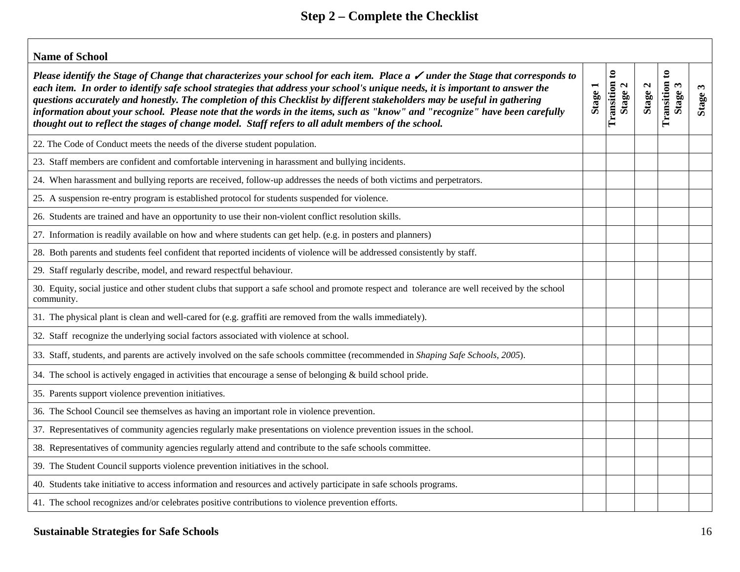## Step 2 – Complete the Checklist

| **Name of School** | | | | | |
|---|---|---|---|---|---|
| ***Please identify the Stage of Change that characterizes your school for each item. Place a ✓ under the Stage that corresponds to each item. In order to identify safe school strategies that address your school's unique needs, it is important to answer the questions accurately and honestly. The completion of this Checklist by different stakeholders may be useful in gathering information about your school. Please note that the words in the items, such as "know" and "recognize" have been carefully thought out to reflect the stages of change model. Staff refers to all adult members of the school.*** | **Stage 1** | **Transition to Stage 2** | **Stage 2** | **Transition to Stage 3** | **Stage 3** |
| 22. The Code of Conduct meets the needs of the diverse student population. | | | | | |
| 23. Staff members are confident and comfortable intervening in harassment and bullying incidents. | | | | | |
| 24. When harassment and bullying reports are received, follow-up addresses the needs of both victims and perpetrators. | | | | | |
| 25. A suspension re-entry program is established protocol for students suspended for violence. | | | | | |
| 26. Students are trained and have an opportunity to use their non-violent conflict resolution skills. | | | | | |
| 27. Information is readily available on how and where students can get help. (e.g. in posters and planners) | | | | | |
| 28. Both parents and students feel confident that reported incidents of violence will be addressed consistently by staff. | | | | | |
| 29. Staff regularly describe, model, and reward respectful behaviour. | | | | | |
| 30. Equity, social justice and other student clubs that support a safe school and promote respect and tolerance are well received by the school community. | | | | | |
| 31. The physical plant is clean and well-cared for (e.g. graffiti are removed from the walls immediately). | | | | | |
| 32. Staff recognize the underlying social factors associated with violence at school. | | | | | |
| 33. Staff, students, and parents are actively involved on the safe schools committee (recommended in *Shaping Safe Schools, 2005*). | | | | | |
| 34. The school is actively engaged in activities that encourage a sense of belonging & build school pride. | | | | | |
| 35. Parents support violence prevention initiatives. | | | | | |
| 36. The School Council see themselves as having an important role in violence prevention. | | | | | |
| 37. Representatives of community agencies regularly make presentations on violence prevention issues in the school. | | | | | |
| 38. Representatives of community agencies regularly attend and contribute to the safe schools committee. | | | | | |
| 39. The Student Council supports violence prevention initiatives in the school. | | | | | |
| 40. Students take initiative to access information and resources and actively participate in safe schools programs. | | | | | |
| 41. The school recognizes and/or celebrates positive contributions to violence prevention efforts. | | | | | |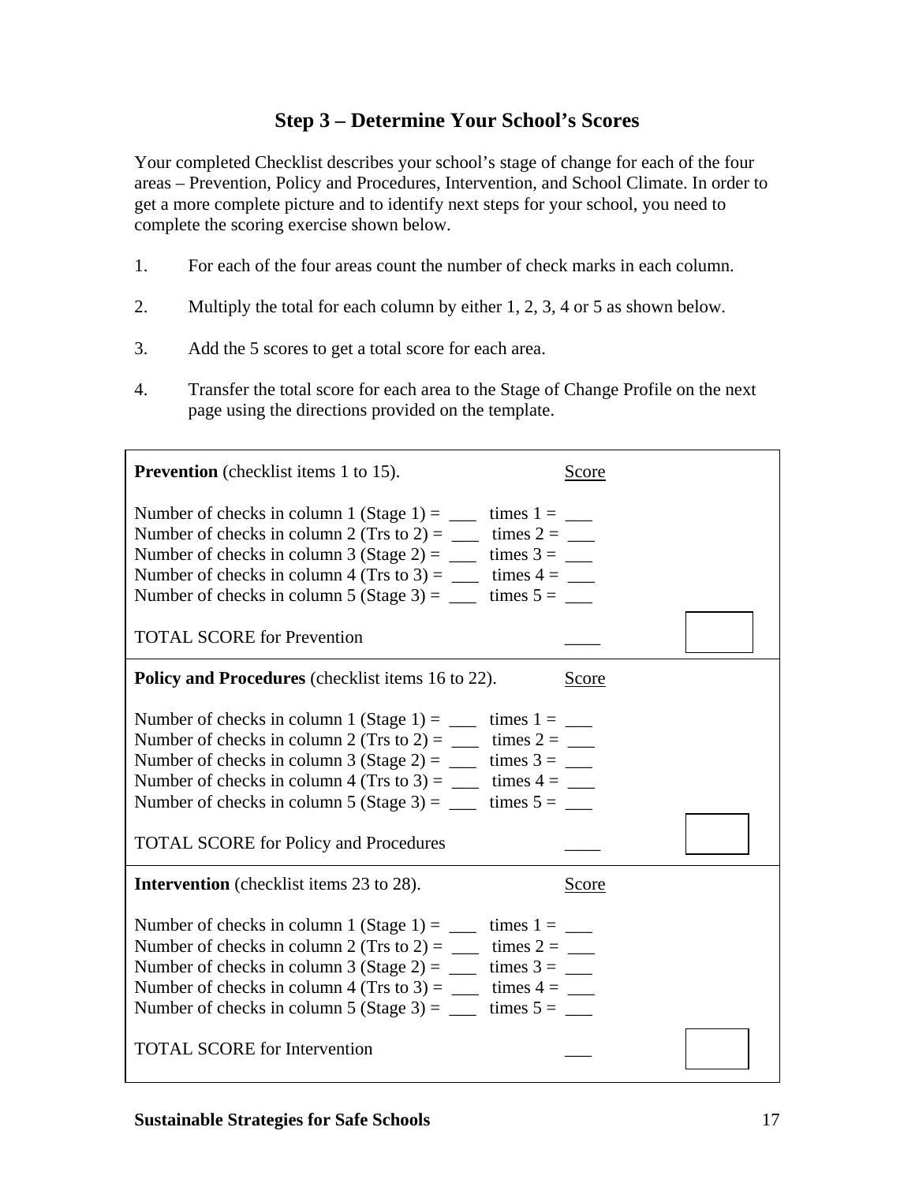## Step 3 – Determine Your School's Scores

Your completed Checklist describes your school's stage of change for each of the four areas – Prevention, Policy and Procedures, Intervention, and School Climate. In order to get a more complete picture and to identify next steps for your school, you need to complete the scoring exercise shown below.

1. For each of the four areas count the number of check marks in each column.
2. Multiply the total for each column by either 1, 2, 3, 4 or 5 as shown below.
3. Add the 5 scores to get a total score for each area.
4. Transfer the total score for each area to the Stage of Change Profile on the next page using the directions provided on the template.

**Prevention** (checklist items 1 to 15). Score

Number of checks in column 1 (Stage 1) = ___ times 1 = ___
Number of checks in column 2 (Trs to 2) = ___ times 2 = ___
Number of checks in column 3 (Stage 2) = ___ times 3 = ___
Number of checks in column 4 (Trs to 3) = ___ times 4 = ___
Number of checks in column 5 (Stage 3) = ___ times 5 = ___

TOTAL SCORE for Prevention ____ [ ]

**Policy and Procedures** (checklist items 16 to 22). Score

Number of checks in column 1 (Stage 1) = ___ times 1 = ___
Number of checks in column 2 (Trs to 2) = ___ times 2 = ___
Number of checks in column 3 (Stage 2) = ___ times 3 = ___
Number of checks in column 4 (Trs to 3) = ___ times 4 = ___
Number of checks in column 5 (Stage 3) = ___ times 5 = ___

TOTAL SCORE for Policy and Procedures ____ [ ]

**Intervention** (checklist items 23 to 28). Score

Number of checks in column 1 (Stage 1) = ___ times 1 = ___
Number of checks in column 2 (Trs to 2) = ___ times 2 = ___
Number of checks in column 3 (Stage 2) = ___ times 3 = ___
Number of checks in column 4 (Trs to 3) = ___ times 4 = ___
Number of checks in column 5 (Stage 3) = ___ times 5 = ___

TOTAL SCORE for Intervention ___ [ ]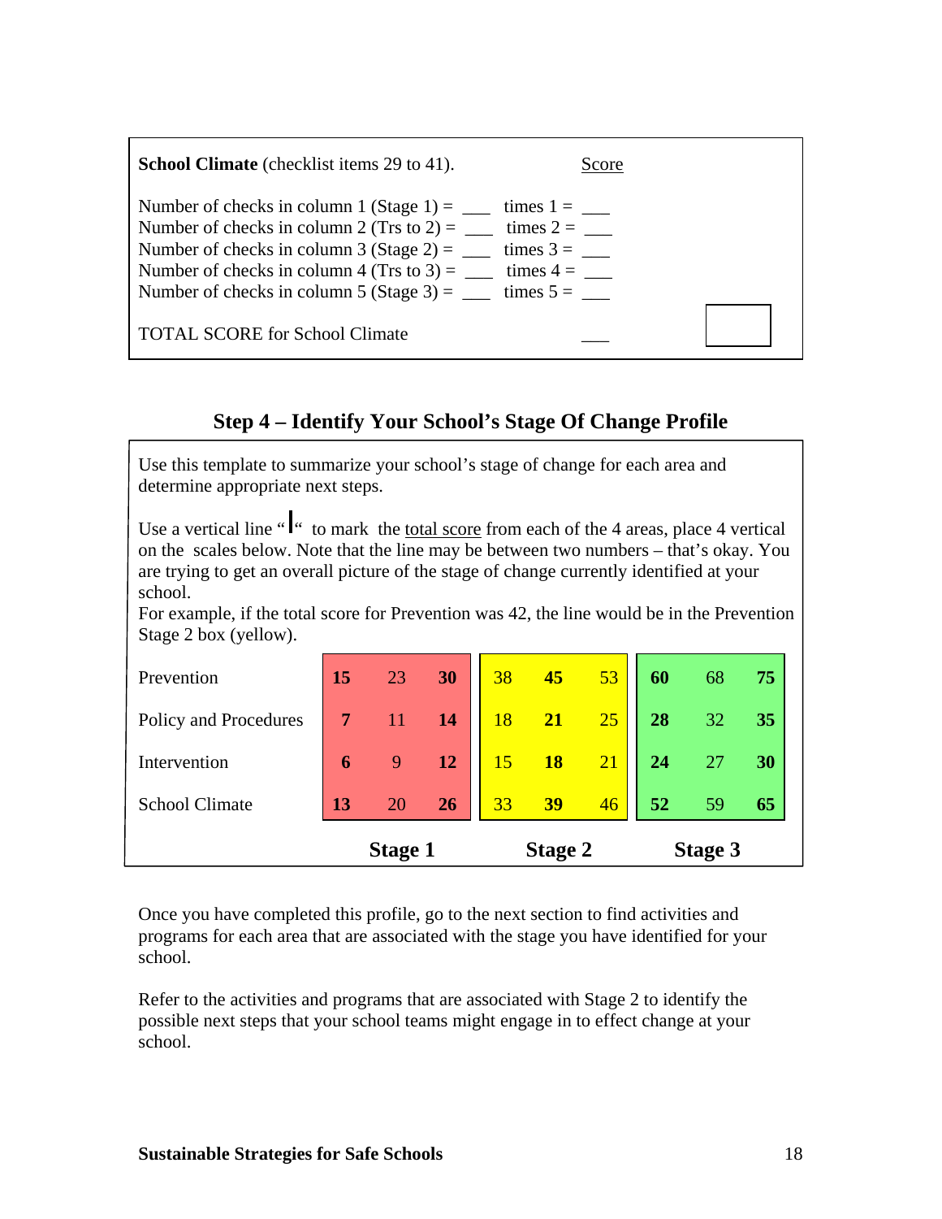**School Climate** (checklist items 29 to 41). Score

Number of checks in column 1 (Stage 1) = ___ times 1 = ___
Number of checks in column 2 (Trs to 2) = ___ times 2 = ___
Number of checks in column 3 (Stage 2) = ___ times 3 = ___
Number of checks in column 4 (Trs to 3) = ___ times 4 = ___
Number of checks in column 5 (Stage 3) = ___ times 5 = ___

TOTAL SCORE for School Climate ___

## Step 4 – Identify Your School's Stage Of Change Profile

Use this template to summarize your school's stage of change for each area and determine appropriate next steps.

Use a vertical line "|" to mark the total score from each of the 4 areas, place 4 vertical on the scales below. Note that the line may be between two numbers – that's okay. You are trying to get an overall picture of the stage of change currently identified at your school.
For example, if the total score for Prevention was 42, the line would be in the Prevention Stage 2 box (yellow).

| | Stage 1 | | | Stage 2 | | | Stage 3 | | |
|---|---|---|---|---|---|---|---|---|---|
| Prevention | **15** | 23 | **30** | 38 | **45** | 53 | **60** | 68 | **75** |
| Policy and Procedures | **7** | 11 | **14** | 18 | **21** | 25 | **28** | 32 | **35** |
| Intervention | **6** | 9 | **12** | 15 | **18** | 21 | **24** | 27 | **30** |
| School Climate | **13** | 20 | **26** | 33 | **39** | 46 | **52** | 59 | **65** |

Once you have completed this profile, go to the next section to find activities and programs for each area that are associated with the stage you have identified for your school.

Refer to the activities and programs that are associated with Stage 2 to identify the possible next steps that your school teams might engage in to effect change at your school.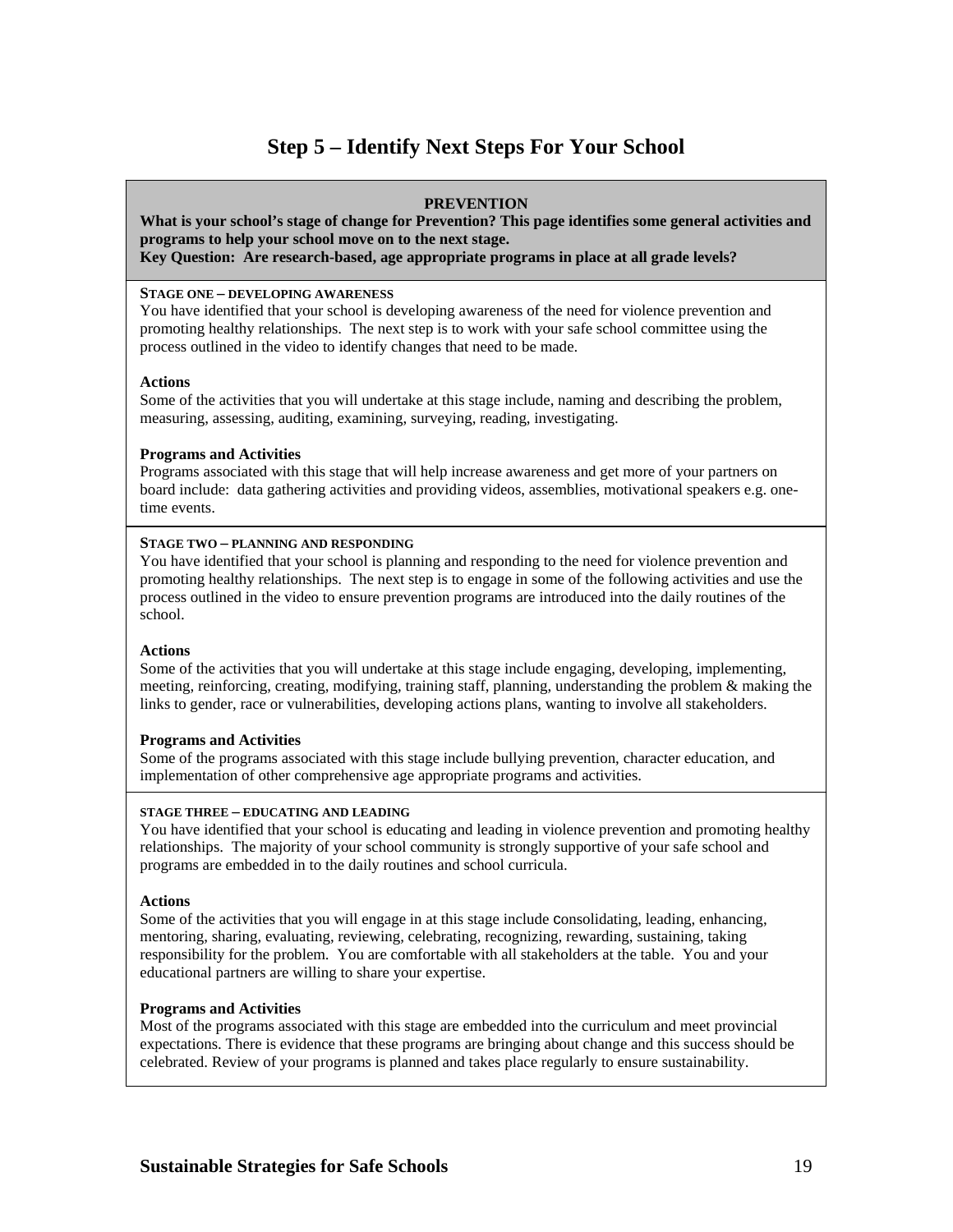# Step 5 – Identify Next Steps For Your School

**PREVENTION**

**What is your school's stage of change for Prevention? This page identifies some general activities and programs to help your school move on to the next stage.**

**Key Question: Are research-based, age appropriate programs in place at all grade levels?**

**STAGE ONE – DEVELOPING AWARENESS**

You have identified that your school is developing awareness of the need for violence prevention and promoting healthy relationships. The next step is to work with your safe school committee using the process outlined in the video to identify changes that need to be made.

**Actions**

Some of the activities that you will undertake at this stage include, naming and describing the problem, measuring, assessing, auditing, examining, surveying, reading, investigating.

**Programs and Activities**

Programs associated with this stage that will help increase awareness and get more of your partners on board include: data gathering activities and providing videos, assemblies, motivational speakers e.g. one-time events.

**STAGE TWO – PLANNING AND RESPONDING**

You have identified that your school is planning and responding to the need for violence prevention and promoting healthy relationships. The next step is to engage in some of the following activities and use the process outlined in the video to ensure prevention programs are introduced into the daily routines of the school.

**Actions**

Some of the activities that you will undertake at this stage include engaging, developing, implementing, meeting, reinforcing, creating, modifying, training staff, planning, understanding the problem & making the links to gender, race or vulnerabilities, developing actions plans, wanting to involve all stakeholders.

**Programs and Activities**

Some of the programs associated with this stage include bullying prevention, character education, and implementation of other comprehensive age appropriate programs and activities.

**STAGE THREE – EDUCATING AND LEADING**

You have identified that your school is educating and leading in violence prevention and promoting healthy relationships. The majority of your school community is strongly supportive of your safe school and programs are embedded in to the daily routines and school curricula.

**Actions**

Some of the activities that you will engage in at this stage include consolidating, leading, enhancing, mentoring, sharing, evaluating, reviewing, celebrating, recognizing, rewarding, sustaining, taking responsibility for the problem. You are comfortable with all stakeholders at the table. You and your educational partners are willing to share your expertise.

**Programs and Activities**

Most of the programs associated with this stage are embedded into the curriculum and meet provincial expectations. There is evidence that these programs are bringing about change and this success should be celebrated. Review of your programs is planned and takes place regularly to ensure sustainability.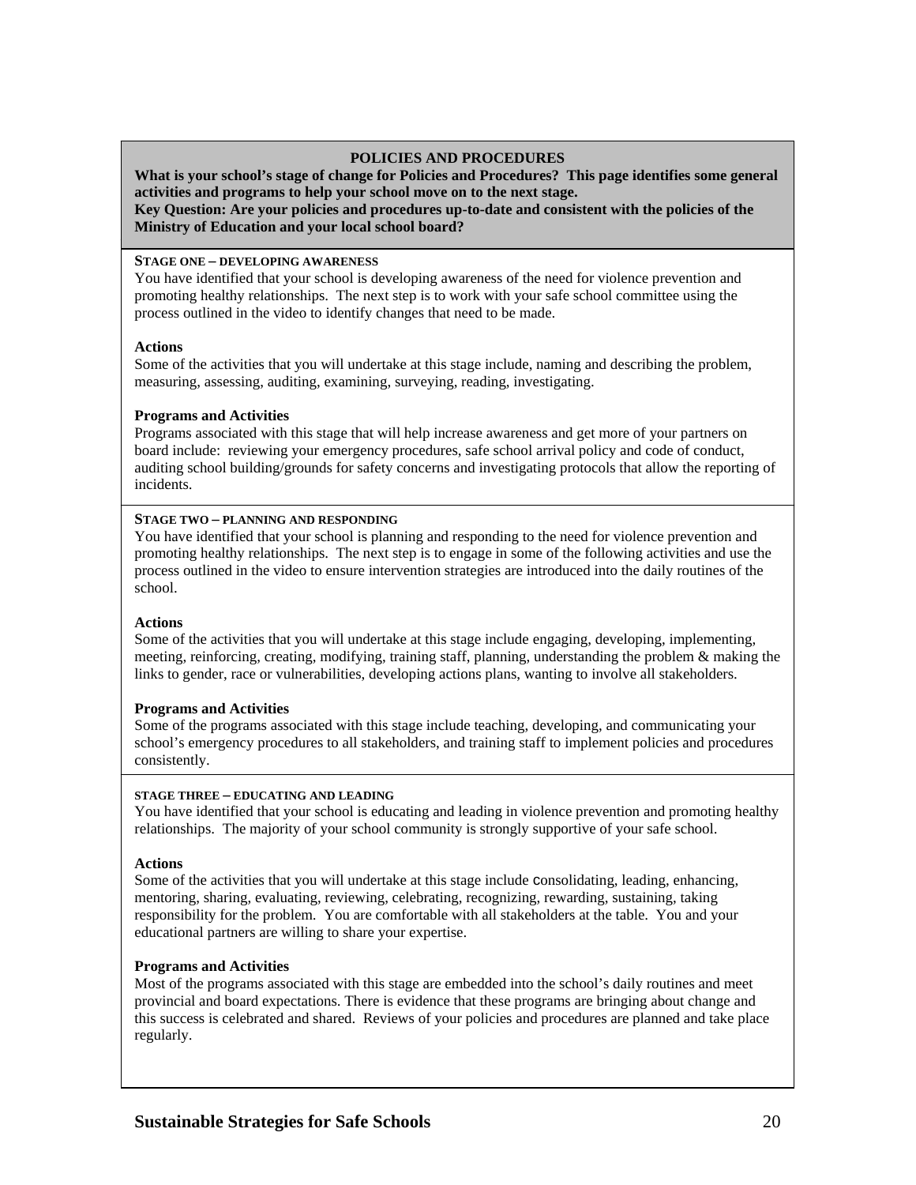## POLICIES AND PROCEDURES

**What is your school's stage of change for Policies and Procedures? This page identifies some general activities and programs to help your school move on to the next stage.**

**Key Question: Are your policies and procedures up-to-date and consistent with the policies of the Ministry of Education and your local school board?**

### STAGE ONE – DEVELOPING AWARENESS

You have identified that your school is developing awareness of the need for violence prevention and promoting healthy relationships. The next step is to work with your safe school committee using the process outlined in the video to identify changes that need to be made.

**Actions**

Some of the activities that you will undertake at this stage include, naming and describing the problem, measuring, assessing, auditing, examining, surveying, reading, investigating.

**Programs and Activities**

Programs associated with this stage that will help increase awareness and get more of your partners on board include: reviewing your emergency procedures, safe school arrival policy and code of conduct, auditing school building/grounds for safety concerns and investigating protocols that allow the reporting of incidents.

### STAGE TWO – PLANNING AND RESPONDING

You have identified that your school is planning and responding to the need for violence prevention and promoting healthy relationships. The next step is to engage in some of the following activities and use the process outlined in the video to ensure intervention strategies are introduced into the daily routines of the school.

**Actions**

Some of the activities that you will undertake at this stage include engaging, developing, implementing, meeting, reinforcing, creating, modifying, training staff, planning, understanding the problem & making the links to gender, race or vulnerabilities, developing actions plans, wanting to involve all stakeholders.

**Programs and Activities**

Some of the programs associated with this stage include teaching, developing, and communicating your school's emergency procedures to all stakeholders, and training staff to implement policies and procedures consistently.

### STAGE THREE – EDUCATING AND LEADING

You have identified that your school is educating and leading in violence prevention and promoting healthy relationships. The majority of your school community is strongly supportive of your safe school.

**Actions**

Some of the activities that you will undertake at this stage include consolidating, leading, enhancing, mentoring, sharing, evaluating, reviewing, celebrating, recognizing, rewarding, sustaining, taking responsibility for the problem. You are comfortable with all stakeholders at the table. You and your educational partners are willing to share your expertise.

**Programs and Activities**

Most of the programs associated with this stage are embedded into the school's daily routines and meet provincial and board expectations. There is evidence that these programs are bringing about change and this success is celebrated and shared. Reviews of your policies and procedures are planned and take place regularly.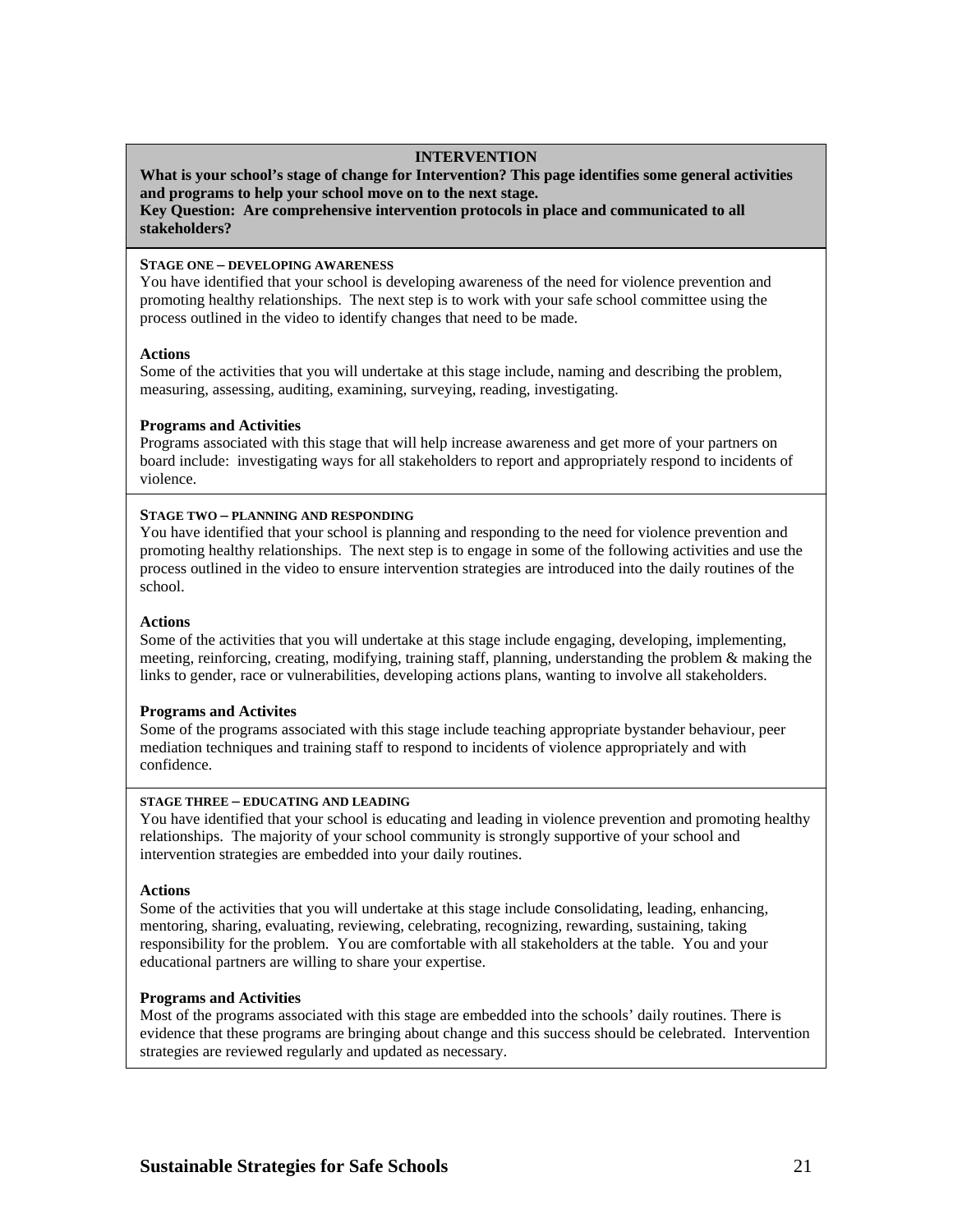## INTERVENTION

**What is your school's stage of change for Intervention? This page identifies some general activities and programs to help your school move on to the next stage.**

**Key Question: Are comprehensive intervention protocols in place and communicated to all stakeholders?**

### STAGE ONE – DEVELOPING AWARENESS

You have identified that your school is developing awareness of the need for violence prevention and promoting healthy relationships. The next step is to work with your safe school committee using the process outlined in the video to identify changes that need to be made.

**Actions**

Some of the activities that you will undertake at this stage include, naming and describing the problem, measuring, assessing, auditing, examining, surveying, reading, investigating.

**Programs and Activities**

Programs associated with this stage that will help increase awareness and get more of your partners on board include: investigating ways for all stakeholders to report and appropriately respond to incidents of violence.

### STAGE TWO – PLANNING AND RESPONDING

You have identified that your school is planning and responding to the need for violence prevention and promoting healthy relationships. The next step is to engage in some of the following activities and use the process outlined in the video to ensure intervention strategies are introduced into the daily routines of the school.

**Actions**

Some of the activities that you will undertake at this stage include engaging, developing, implementing, meeting, reinforcing, creating, modifying, training staff, planning, understanding the problem & making the links to gender, race or vulnerabilities, developing actions plans, wanting to involve all stakeholders.

**Programs and Activites**

Some of the programs associated with this stage include teaching appropriate bystander behaviour, peer mediation techniques and training staff to respond to incidents of violence appropriately and with confidence.

### STAGE THREE – EDUCATING AND LEADING

You have identified that your school is educating and leading in violence prevention and promoting healthy relationships. The majority of your school community is strongly supportive of your school and intervention strategies are embedded into your daily routines.

**Actions**

Some of the activities that you will undertake at this stage include consolidating, leading, enhancing, mentoring, sharing, evaluating, reviewing, celebrating, recognizing, rewarding, sustaining, taking responsibility for the problem. You are comfortable with all stakeholders at the table. You and your educational partners are willing to share your expertise.

**Programs and Activities**

Most of the programs associated with this stage are embedded into the schools' daily routines. There is evidence that these programs are bringing about change and this success should be celebrated. Intervention strategies are reviewed regularly and updated as necessary.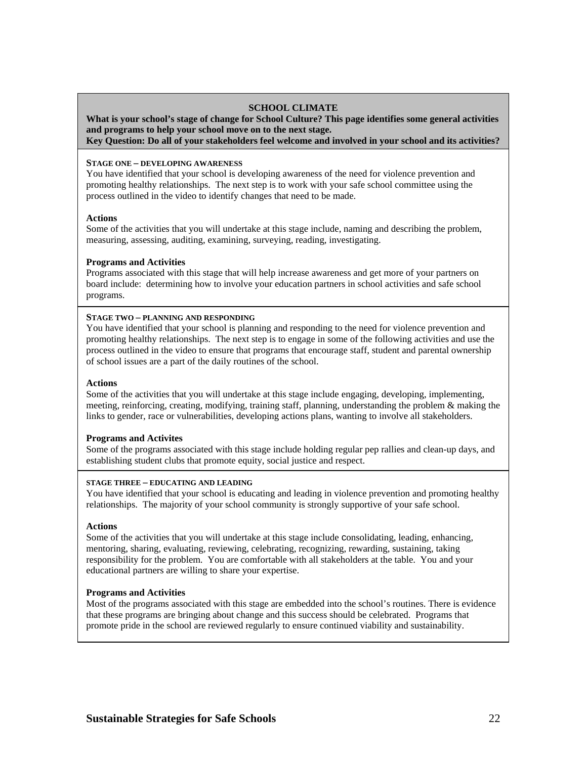## SCHOOL CLIMATE

**What is your school's stage of change for School Culture? This page identifies some general activities and programs to help your school move on to the next stage.**

**Key Question: Do all of your stakeholders feel welcome and involved in your school and its activities?**

### STAGE ONE – DEVELOPING AWARENESS

You have identified that your school is developing awareness of the need for violence prevention and promoting healthy relationships. The next step is to work with your safe school committee using the process outlined in the video to identify changes that need to be made.

**Actions**

Some of the activities that you will undertake at this stage include, naming and describing the problem, measuring, assessing, auditing, examining, surveying, reading, investigating.

**Programs and Activities**

Programs associated with this stage that will help increase awareness and get more of your partners on board include: determining how to involve your education partners in school activities and safe school programs.

### STAGE TWO – PLANNING AND RESPONDING

You have identified that your school is planning and responding to the need for violence prevention and promoting healthy relationships. The next step is to engage in some of the following activities and use the process outlined in the video to ensure that programs that encourage staff, student and parental ownership of school issues are a part of the daily routines of the school.

**Actions**

Some of the activities that you will undertake at this stage include engaging, developing, implementing, meeting, reinforcing, creating, modifying, training staff, planning, understanding the problem & making the links to gender, race or vulnerabilities, developing actions plans, wanting to involve all stakeholders.

**Programs and Activites**

Some of the programs associated with this stage include holding regular pep rallies and clean-up days, and establishing student clubs that promote equity, social justice and respect.

### STAGE THREE – EDUCATING AND LEADING

You have identified that your school is educating and leading in violence prevention and promoting healthy relationships. The majority of your school community is strongly supportive of your safe school.

**Actions**

Some of the activities that you will undertake at this stage include consolidating, leading, enhancing, mentoring, sharing, evaluating, reviewing, celebrating, recognizing, rewarding, sustaining, taking responsibility for the problem. You are comfortable with all stakeholders at the table. You and your educational partners are willing to share your expertise.

**Programs and Activities**

Most of the programs associated with this stage are embedded into the school's routines. There is evidence that these programs are bringing about change and this success should be celebrated. Programs that promote pride in the school are reviewed regularly to ensure continued viability and sustainability.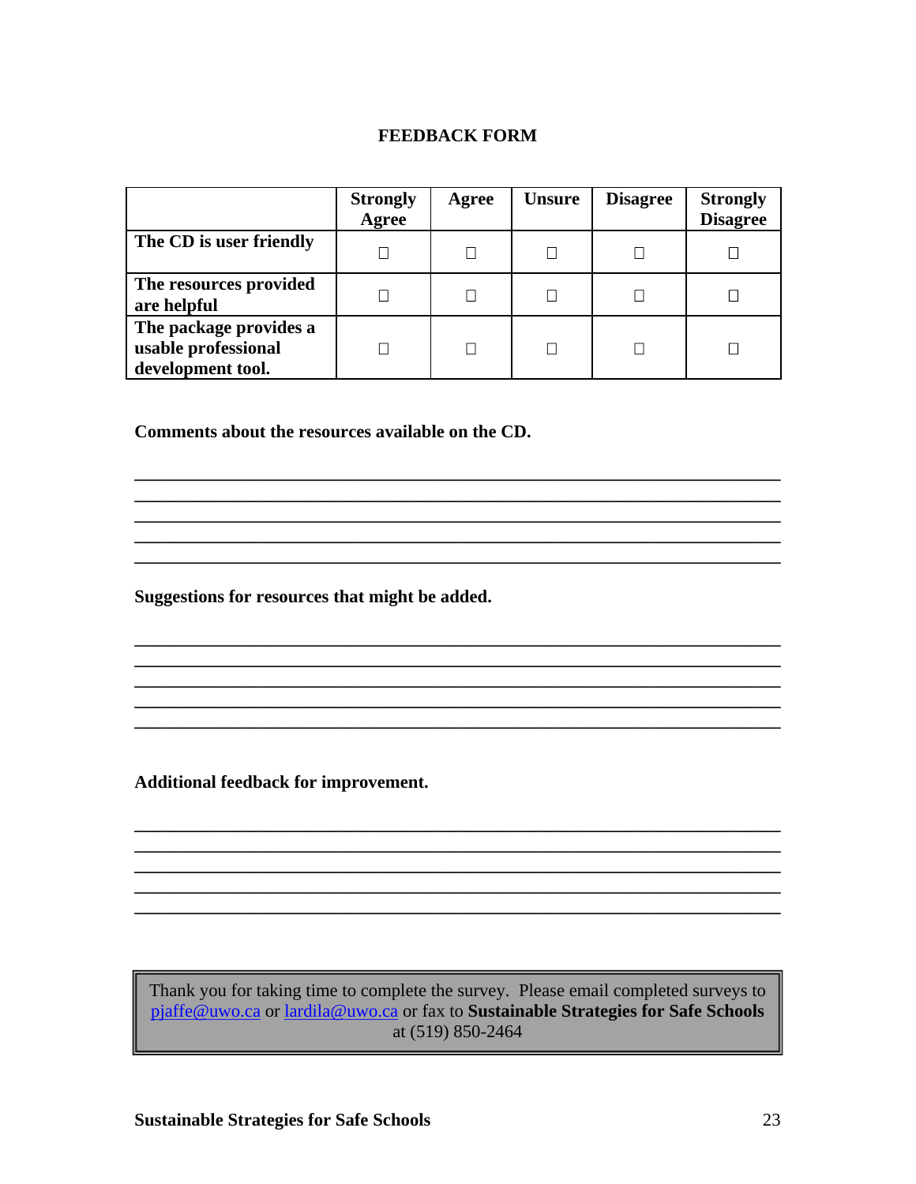# FEEDBACK FORM

| | Strongly Agree | Agree | Unsure | Disagree | Strongly Disagree |
|---|---|---|---|---|---|
| **The CD is user friendly** | □ | □ | □ | □ | □ |
| **The resources provided are helpful** | □ | □ | □ | □ | □ |
| **The package provides a usable professional development tool.** | □ | □ | □ | □ | □ |

**Comments about the resources available on the CD.**

___________________________________________________________________________
___________________________________________________________________________
___________________________________________________________________________
___________________________________________________________________________
___________________________________________________________________________

**Suggestions for resources that might be added.**

___________________________________________________________________________
___________________________________________________________________________
___________________________________________________________________________
___________________________________________________________________________
___________________________________________________________________________

**Additional feedback for improvement.**

___________________________________________________________________________
___________________________________________________________________________
___________________________________________________________________________
___________________________________________________________________________
___________________________________________________________________________

Thank you for taking time to complete the survey. Please email completed surveys to pjaffe@uwo.ca or lardila@uwo.ca or fax to **Sustainable Strategies for Safe Schools** at (519) 850-2464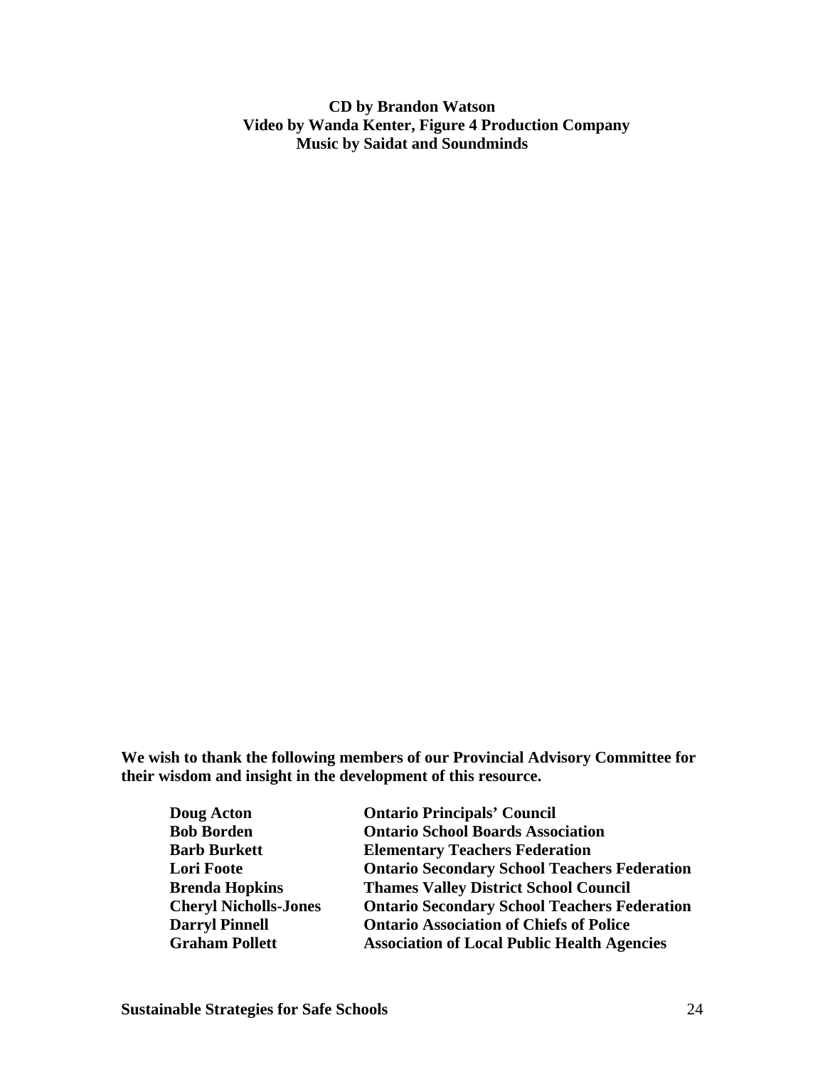**CD by Brandon Watson**
**Video by Wanda Kenter, Figure 4 Production Company**
**Music by Saidat and Soundminds**

**We wish to thank the following members of our Provincial Advisory Committee for their wisdom and insight in the development of this resource.**

| | |
|---|---|
| **Doug Acton** | **Ontario Principals' Council** |
| **Bob Borden** | **Ontario School Boards Association** |
| **Barb Burkett** | **Elementary Teachers Federation** |
| **Lori Foote** | **Ontario Secondary School Teachers Federation** |
| **Brenda Hopkins** | **Thames Valley District School Council** |
| **Cheryl Nicholls-Jones** | **Ontario Secondary School Teachers Federation** |
| **Darryl Pinnell** | **Ontario Association of Chiefs of Police** |
| **Graham Pollett** | **Association of Local Public Health Agencies** |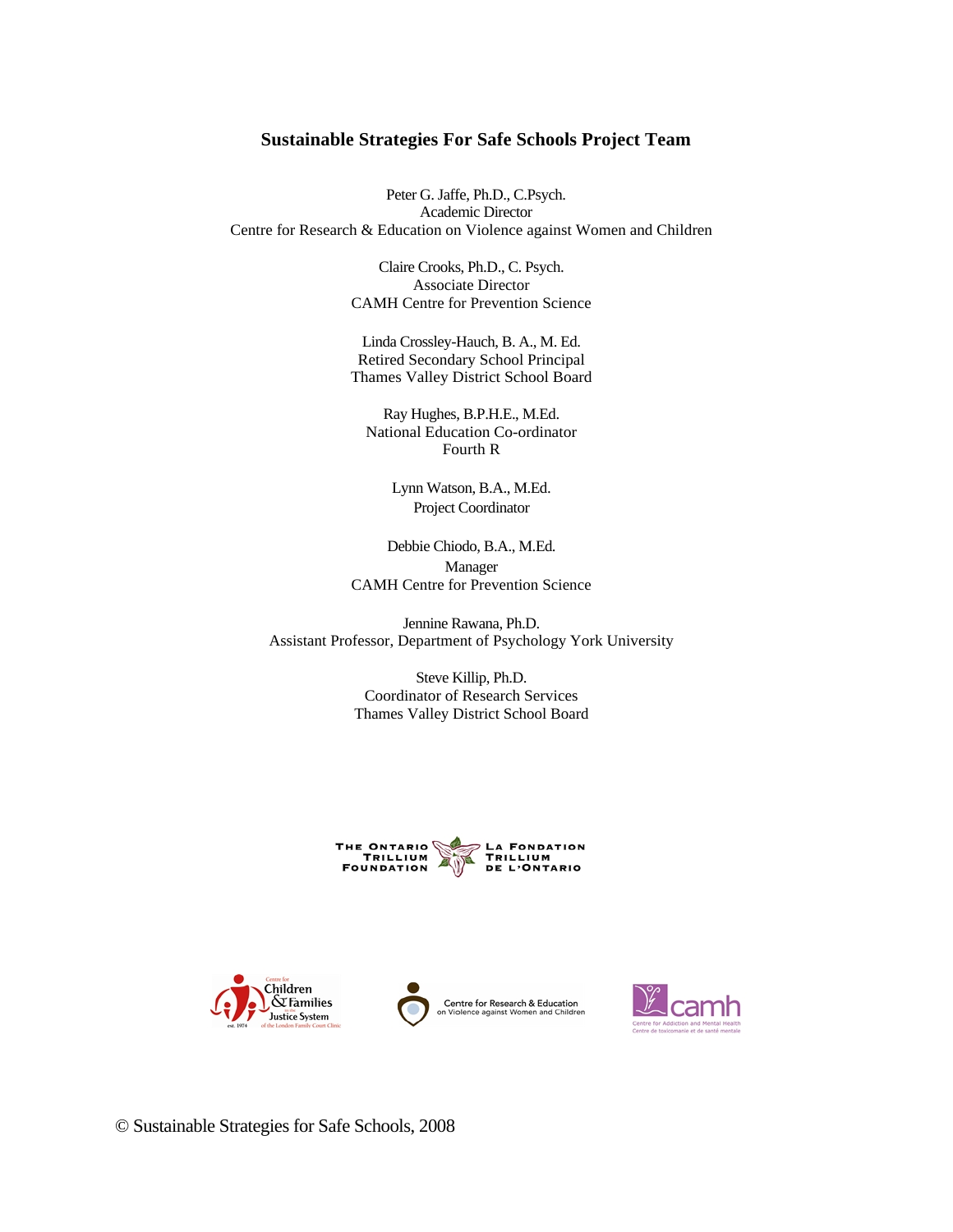## Sustainable Strategies For Safe Schools Project Team

Peter G. Jaffe, Ph.D., C.Psych.
Academic Director
Centre for Research & Education on Violence against Women and Children

Claire Crooks, Ph.D., C. Psych.
Associate Director
CAMH Centre for Prevention Science

Linda Crossley-Hauch, B. A., M. Ed.
Retired Secondary School Principal
Thames Valley District School Board

Ray Hughes, B.P.H.E., M.Ed.
National Education Co-ordinator
Fourth R

Lynn Watson, B.A., M.Ed.
Project Coordinator

Debbie Chiodo, B.A., M.Ed.
Manager
CAMH Centre for Prevention Science

Jennine Rawana, Ph.D.
Assistant Professor, Department of Psychology York University

Steve Killip, Ph.D.
Coordinator of Research Services
Thames Valley District School Board

THE ONTARIO TRILLIUM FOUNDATION — LA FONDATION TRILLIUM DE L'ONTARIO

Centre for Children & Families in the Justice System of the London Family Court Clinic, est. 1974

Centre for Research & Education on Violence against Women and Children

camh — Centre for Addiction and Mental Health / Centre de toxicomanie et de santé mentale

© Sustainable Strategies for Safe Schools, 2008